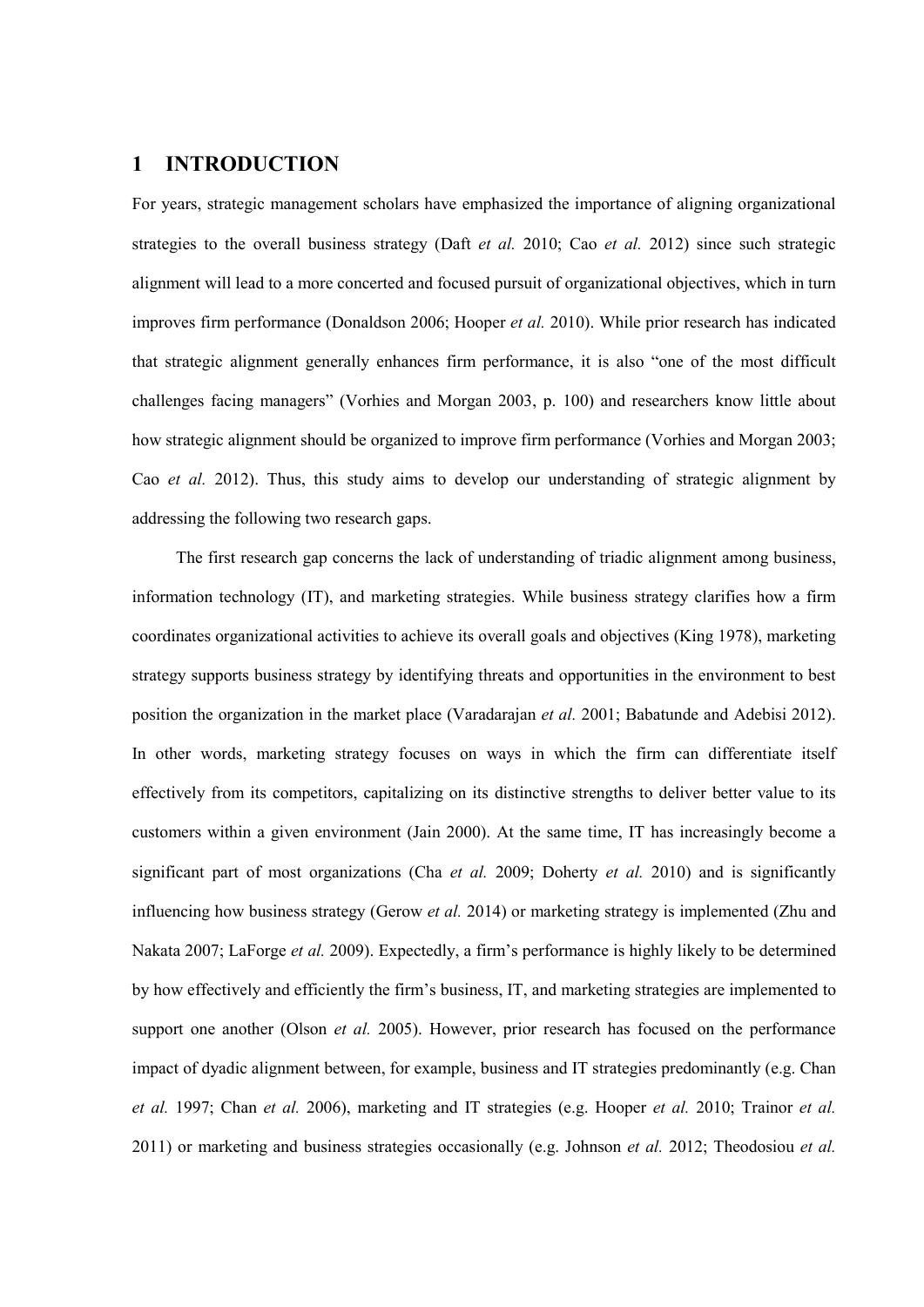# 1 INTRODUCTION

For years, strategic management scholars have emphasized the importance of aligning organizational strategies to the overall business strategy (Daft *et al.* 2010; Cao *et al.* 2012) since such strategic alignment will lead to a more concerted and focused pursuit of organizational objectives, which in turn improves firm performance (Donaldson 2006; Hooper *et al.* 2010). While prior research has indicated that strategic alignment generally enhances firm performance, it is also "one of the most difficult challenges facing managers" (Vorhies and Morgan 2003, p. 100) and researchers know little about how strategic alignment should be organized to improve firm performance (Vorhies and Morgan 2003; Cao *et al.* 2012). Thus, this study aims to develop our understanding of strategic alignment by addressing the following two research gaps.

The first research gap concerns the lack of understanding of triadic alignment among business, information technology (IT), and marketing strategies. While business strategy clarifies how a firm coordinates organizational activities to achieve its overall goals and objectives (King 1978), marketing strategy supports business strategy by identifying threats and opportunities in the environment to best position the organization in the market place (Varadarajan *et al.* 2001; Babatunde and Adebisi 2012). In other words, marketing strategy focuses on ways in which the firm can differentiate itself effectively from its competitors, capitalizing on its distinctive strengths to deliver better value to its customers within a given environment (Jain 2000). At the same time, IT has increasingly become a significant part of most organizations (Cha *et al.* 2009; Doherty *et al.* 2010) and is significantly influencing how business strategy (Gerow *et al.* 2014) or marketing strategy is implemented (Zhu and Nakata 2007; LaForge *et al.* 2009). Expectedly, a firm's performance is highly likely to be determined by how effectively and efficiently the firm's business, IT, and marketing strategies are implemented to support one another (Olson *et al.* 2005). However, prior research has focused on the performance impact of dyadic alignment between, for example, business and IT strategies predominantly (e.g. Chan *et al.* 1997; Chan *et al.* 2006), marketing and IT strategies (e.g. Hooper *et al.* 2010; Trainor *et al.* 2011) or marketing and business strategies occasionally (e.g. Johnson *et al.* 2012; Theodosiou *et al.*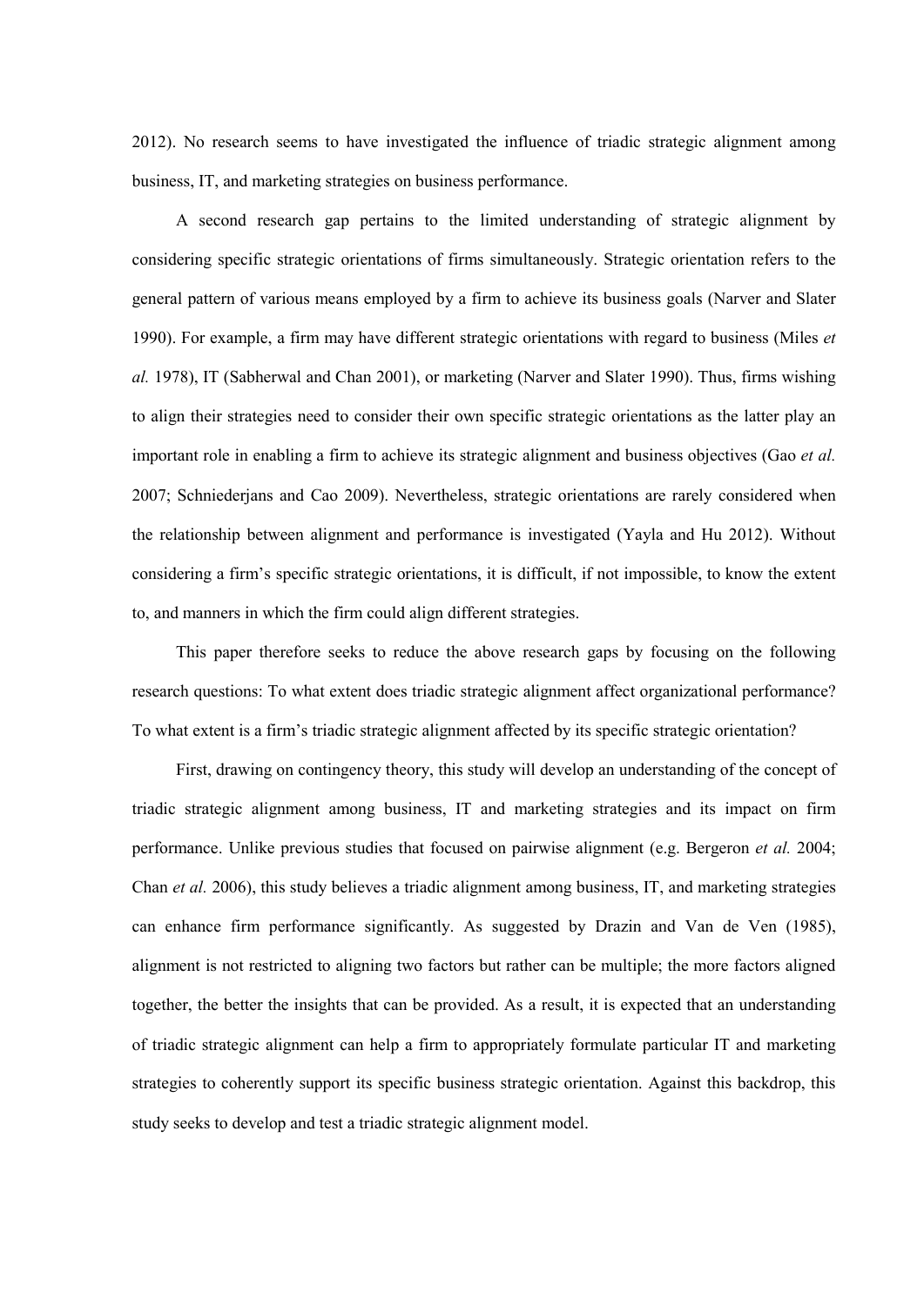2012). No research seems to have investigated the influence of triadic strategic alignment among business, IT, and marketing strategies on business performance.

A second research gap pertains to the limited understanding of strategic alignment by considering specific strategic orientations of firms simultaneously. Strategic orientation refers to the general pattern of various means employed by a firm to achieve its business goals (Narver and Slater 1990). For example, a firm may have different strategic orientations with regard to business (Miles *et al.* 1978), IT (Sabherwal and Chan 2001), or marketing (Narver and Slater 1990). Thus, firms wishing to align their strategies need to consider their own specific strategic orientations as the latter play an important role in enabling a firm to achieve its strategic alignment and business objectives (Gao *et al.* 2007; Schniederjans and Cao 2009). Nevertheless, strategic orientations are rarely considered when the relationship between alignment and performance is investigated (Yayla and Hu 2012). Without considering a firm's specific strategic orientations, it is difficult, if not impossible, to know the extent to, and manners in which the firm could align different strategies.

This paper therefore seeks to reduce the above research gaps by focusing on the following research questions: To what extent does triadic strategic alignment affect organizational performance? To what extent is a firm's triadic strategic alignment affected by its specific strategic orientation?

First, drawing on contingency theory, this study will develop an understanding of the concept of triadic strategic alignment among business, IT and marketing strategies and its impact on firm performance. Unlike previous studies that focused on pairwise alignment (e.g. Bergeron *et al.* 2004; Chan *et al.* 2006), this study believes a triadic alignment among business, IT, and marketing strategies can enhance firm performance significantly. As suggested by Drazin and Van de Ven (1985), alignment is not restricted to aligning two factors but rather can be multiple; the more factors aligned together, the better the insights that can be provided. As a result, it is expected that an understanding of triadic strategic alignment can help a firm to appropriately formulate particular IT and marketing strategies to coherently support its specific business strategic orientation. Against this backdrop, this study seeks to develop and test a triadic strategic alignment model.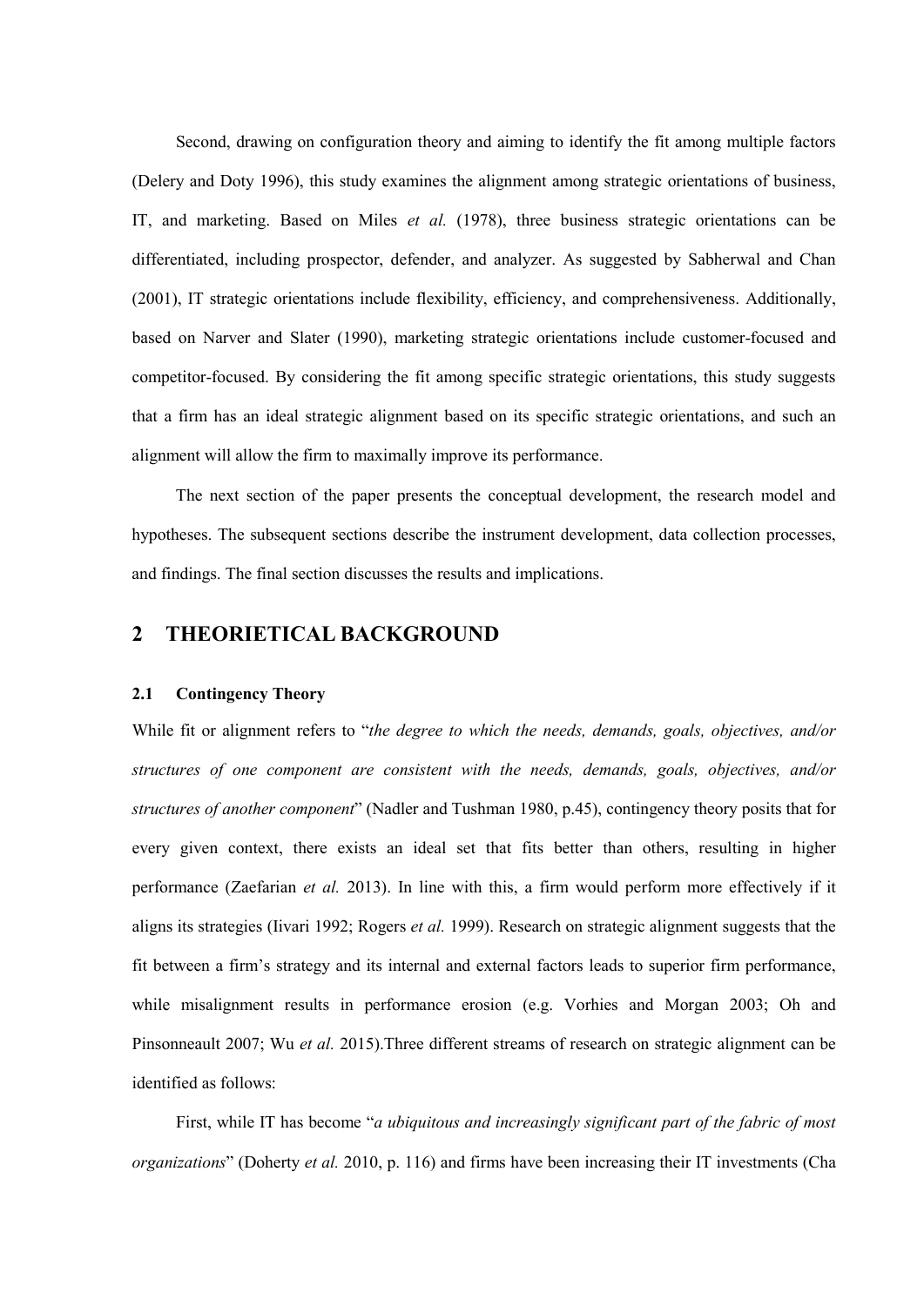Second, drawing on configuration theory and aiming to identify the fit among multiple factors (Delery and Doty 1996), this study examines the alignment among strategic orientations of business, IT, and marketing. Based on Miles *et al.* (1978), three business strategic orientations can be differentiated, including prospector, defender, and analyzer. As suggested by Sabherwal and Chan (2001), IT strategic orientations include flexibility, efficiency, and comprehensiveness. Additionally, based on Narver and Slater (1990), marketing strategic orientations include customer-focused and competitor-focused. By considering the fit among specific strategic orientations, this study suggests that a firm has an ideal strategic alignment based on its specific strategic orientations, and such an alignment will allow the firm to maximally improve its performance.

The next section of the paper presents the conceptual development, the research model and hypotheses. The subsequent sections describe the instrument development, data collection processes, and findings. The final section discusses the results and implications.

## 2 THEORIETICAL BACKGROUND

### 2.1 Contingency Theory

While fit or alignment refers to "*the degree to which the needs, demands, goals, objectives, and/or structures of one component are consistent with the needs, demands, goals, objectives, and/or structures of another component*" (Nadler and Tushman 1980, p.45), contingency theory posits that for every given context, there exists an ideal set that fits better than others, resulting in higher performance (Zaefarian *et al.* 2013). In line with this, a firm would perform more effectively if it aligns its strategies (Iivari 1992; Rogers *et al.* 1999). Research on strategic alignment suggests that the fit between a firm's strategy and its internal and external factors leads to superior firm performance, while misalignment results in performance erosion (e.g. Vorhies and Morgan 2003; Oh and Pinsonneault 2007; Wu *et al.* 2015).Three different streams of research on strategic alignment can be identified as follows:

First, while IT has become "*a ubiquitous and increasingly significant part of the fabric of most organizations*" (Doherty *et al.* 2010, p. 116) and firms have been increasing their IT investments (Cha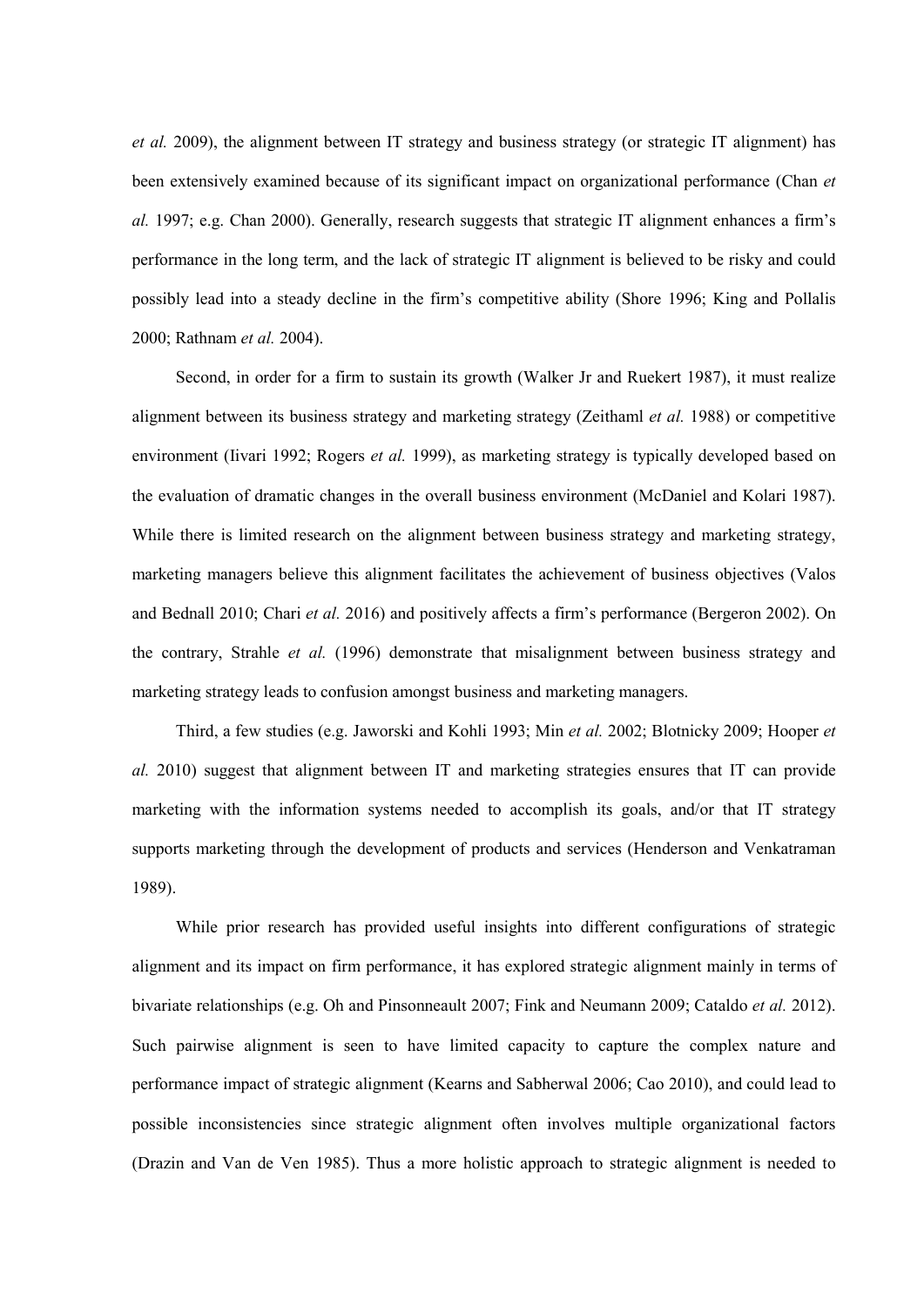*et al.* 2009), the alignment between IT strategy and business strategy (or strategic IT alignment) has been extensively examined because of its significant impact on organizational performance (Chan *et al.* 1997; e.g. Chan 2000). Generally, research suggests that strategic IT alignment enhances a firm's performance in the long term, and the lack of strategic IT alignment is believed to be risky and could possibly lead into a steady decline in the firm's competitive ability (Shore 1996; King and Pollalis 2000; Rathnam *et al.* 2004).

Second, in order for a firm to sustain its growth (Walker Jr and Ruekert 1987), it must realize alignment between its business strategy and marketing strategy (Zeithaml *et al.* 1988) or competitive environment (Iivari 1992; Rogers *et al.* 1999), as marketing strategy is typically developed based on the evaluation of dramatic changes in the overall business environment (McDaniel and Kolari 1987). While there is limited research on the alignment between business strategy and marketing strategy, marketing managers believe this alignment facilitates the achievement of business objectives (Valos and Bednall 2010; Chari *et al.* 2016) and positively affects a firm's performance (Bergeron 2002). On the contrary, Strahle *et al.* (1996) demonstrate that misalignment between business strategy and marketing strategy leads to confusion amongst business and marketing managers.

Third, a few studies (e.g. Jaworski and Kohli 1993; Min *et al.* 2002; Blotnicky 2009; Hooper *et al.* 2010) suggest that alignment between IT and marketing strategies ensures that IT can provide marketing with the information systems needed to accomplish its goals, and/or that IT strategy supports marketing through the development of products and services (Henderson and Venkatraman 1989).

While prior research has provided useful insights into different configurations of strategic alignment and its impact on firm performance, it has explored strategic alignment mainly in terms of bivariate relationships (e.g. Oh and Pinsonneault 2007; Fink and Neumann 2009; Cataldo *et al.* 2012). Such pairwise alignment is seen to have limited capacity to capture the complex nature and performance impact of strategic alignment (Kearns and Sabherwal 2006; Cao 2010), and could lead to possible inconsistencies since strategic alignment often involves multiple organizational factors (Drazin and Van de Ven 1985). Thus a more holistic approach to strategic alignment is needed to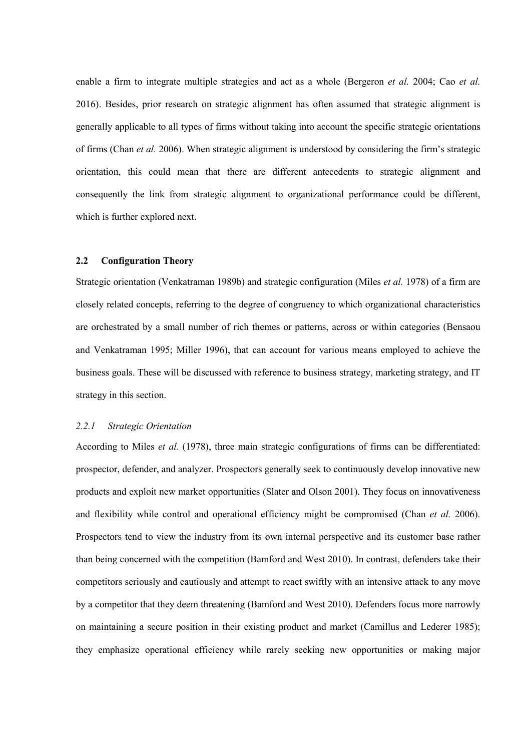enable a firm to integrate multiple strategies and act as a whole (Bergeron *et al.* 2004; Cao *et al.* 2016). Besides, prior research on strategic alignment has often assumed that strategic alignment is generally applicable to all types of firms without taking into account the specific strategic orientations of firms (Chan *et al.* 2006). When strategic alignment is understood by considering the firm's strategic orientation, this could mean that there are different antecedents to strategic alignment and consequently the link from strategic alignment to organizational performance could be different, which is further explored next.

## 2.2 Configuration Theory

Strategic orientation (Venkatraman 1989b) and strategic configuration (Miles *et al.* 1978) of a firm are closely related concepts, referring to the degree of congruency to which organizational characteristics are orchestrated by a small number of rich themes or patterns, across or within categories (Bensaou and Venkatraman 1995; Miller 1996), that can account for various means employed to achieve the business goals. These will be discussed with reference to business strategy, marketing strategy, and IT strategy in this section.

### *2.2.1 Strategic Orientation*

According to Miles *et al.* (1978), three main strategic configurations of firms can be differentiated: prospector, defender, and analyzer. Prospectors generally seek to continuously develop innovative new products and exploit new market opportunities (Slater and Olson 2001). They focus on innovativeness and flexibility while control and operational efficiency might be compromised (Chan *et al.* 2006). Prospectors tend to view the industry from its own internal perspective and its customer base rather than being concerned with the competition (Bamford and West 2010). In contrast, defenders take their competitors seriously and cautiously and attempt to react swiftly with an intensive attack to any move by a competitor that they deem threatening (Bamford and West 2010). Defenders focus more narrowly on maintaining a secure position in their existing product and market (Camillus and Lederer 1985); they emphasize operational efficiency while rarely seeking new opportunities or making major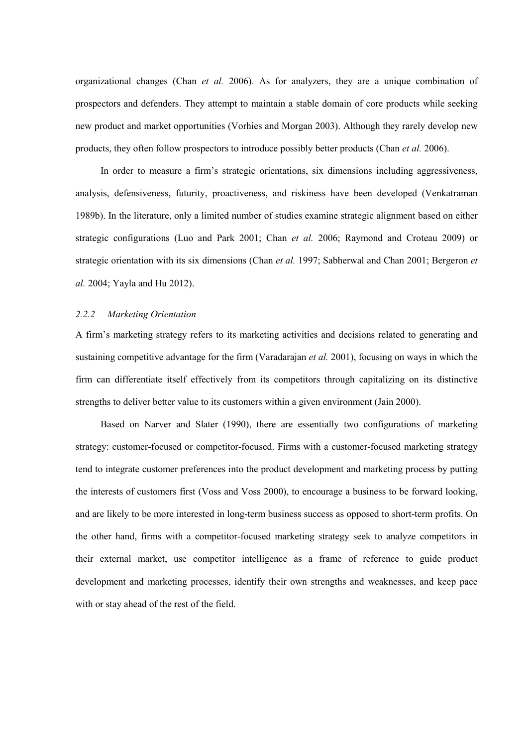organizational changes (Chan *et al.* 2006). As for analyzers, they are a unique combination of prospectors and defenders. They attempt to maintain a stable domain of core products while seeking new product and market opportunities (Vorhies and Morgan 2003). Although they rarely develop new products, they often follow prospectors to introduce possibly better products (Chan *et al.* 2006).

In order to measure a firm's strategic orientations, six dimensions including aggressiveness, analysis, defensiveness, futurity, proactiveness, and riskiness have been developed (Venkatraman 1989b). In the literature, only a limited number of studies examine strategic alignment based on either strategic configurations (Luo and Park 2001; Chan *et al.* 2006; Raymond and Croteau 2009) or strategic orientation with its six dimensions (Chan *et al.* 1997; Sabherwal and Chan 2001; Bergeron *et al.* 2004; Yayla and Hu 2012).

### *2.2.2 Marketing Orientation*

A firm's marketing strategy refers to its marketing activities and decisions related to generating and sustaining competitive advantage for the firm (Varadarajan *et al.* 2001), focusing on ways in which the firm can differentiate itself effectively from its competitors through capitalizing on its distinctive strengths to deliver better value to its customers within a given environment (Jain 2000).

Based on Narver and Slater (1990), there are essentially two configurations of marketing strategy: customer-focused or competitor-focused. Firms with a customer-focused marketing strategy tend to integrate customer preferences into the product development and marketing process by putting the interests of customers first (Voss and Voss 2000), to encourage a business to be forward looking, and are likely to be more interested in long-term business success as opposed to short-term profits. On the other hand, firms with a competitor-focused marketing strategy seek to analyze competitors in their external market, use competitor intelligence as a frame of reference to guide product development and marketing processes, identify their own strengths and weaknesses, and keep pace with or stay ahead of the rest of the field.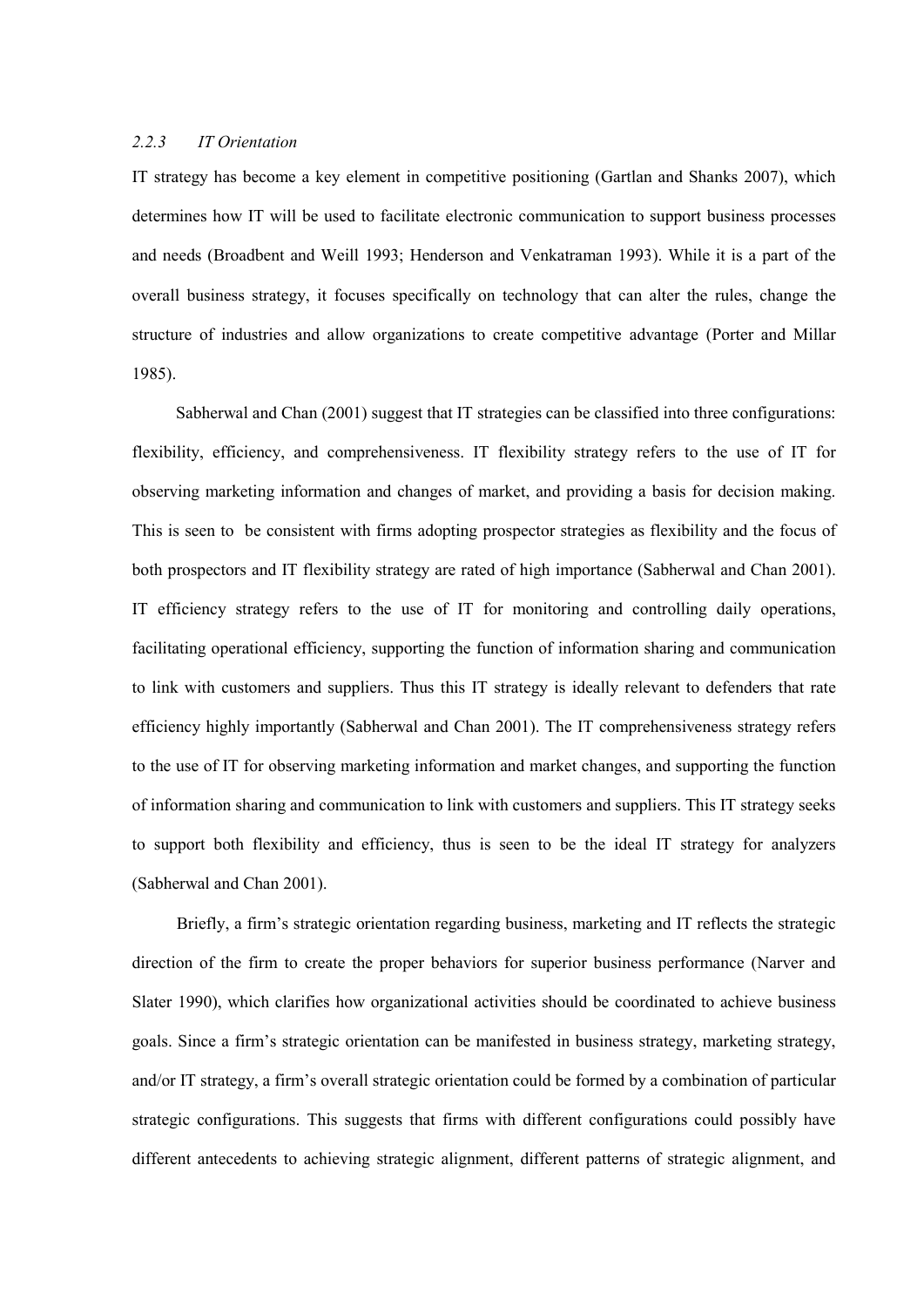### *2.2.3 IT Orientation*

IT strategy has become a key element in competitive positioning (Gartlan and Shanks 2007), which determines how IT will be used to facilitate electronic communication to support business processes and needs (Broadbent and Weill 1993; Henderson and Venkatraman 1993). While it is a part of the overall business strategy, it focuses specifically on technology that can alter the rules, change the structure of industries and allow organizations to create competitive advantage (Porter and Millar 1985).

Sabherwal and Chan (2001) suggest that IT strategies can be classified into three configurations: flexibility, efficiency, and comprehensiveness. IT flexibility strategy refers to the use of IT for observing marketing information and changes of market, and providing a basis for decision making. This is seen to be consistent with firms adopting prospector strategies as flexibility and the focus of both prospectors and IT flexibility strategy are rated of high importance (Sabherwal and Chan 2001). IT efficiency strategy refers to the use of IT for monitoring and controlling daily operations, facilitating operational efficiency, supporting the function of information sharing and communication to link with customers and suppliers. Thus this IT strategy is ideally relevant to defenders that rate efficiency highly importantly (Sabherwal and Chan 2001). The IT comprehensiveness strategy refers to the use of IT for observing marketing information and market changes, and supporting the function of information sharing and communication to link with customers and suppliers. This IT strategy seeks to support both flexibility and efficiency, thus is seen to be the ideal IT strategy for analyzers (Sabherwal and Chan 2001).

Briefly, a firm's strategic orientation regarding business, marketing and IT reflects the strategic direction of the firm to create the proper behaviors for superior business performance (Narver and Slater 1990), which clarifies how organizational activities should be coordinated to achieve business goals. Since a firm's strategic orientation can be manifested in business strategy, marketing strategy, and/or IT strategy, a firm's overall strategic orientation could be formed by a combination of particular strategic configurations. This suggests that firms with different configurations could possibly have different antecedents to achieving strategic alignment, different patterns of strategic alignment, and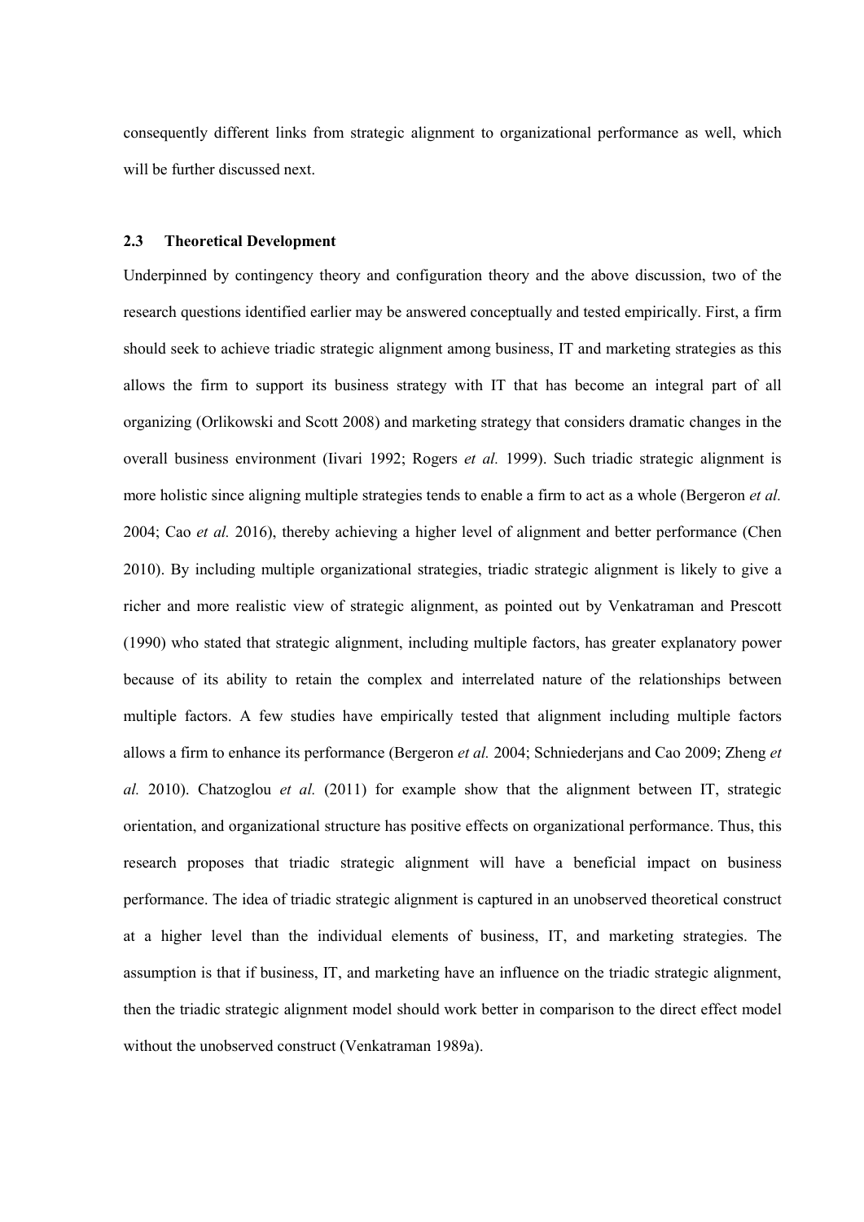consequently different links from strategic alignment to organizational performance as well, which will be further discussed next.

### 2.3 Theoretical Development

Underpinned by contingency theory and configuration theory and the above discussion, two of the research questions identified earlier may be answered conceptually and tested empirically. First, a firm should seek to achieve triadic strategic alignment among business, IT and marketing strategies as this allows the firm to support its business strategy with IT that has become an integral part of all organizing (Orlikowski and Scott 2008) and marketing strategy that considers dramatic changes in the overall business environment (Iivari 1992; Rogers *et al.* 1999). Such triadic strategic alignment is more holistic since aligning multiple strategies tends to enable a firm to act as a whole (Bergeron *et al.* 2004; Cao *et al.* 2016), thereby achieving a higher level of alignment and better performance (Chen 2010). By including multiple organizational strategies, triadic strategic alignment is likely to give a richer and more realistic view of strategic alignment, as pointed out by Venkatraman and Prescott (1990) who stated that strategic alignment, including multiple factors, has greater explanatory power because of its ability to retain the complex and interrelated nature of the relationships between multiple factors. A few studies have empirically tested that alignment including multiple factors allows a firm to enhance its performance (Bergeron *et al.* 2004; Schniederjans and Cao 2009; Zheng *et al.* 2010). Chatzoglou *et al.* (2011) for example show that the alignment between IT, strategic orientation, and organizational structure has positive effects on organizational performance. Thus, this research proposes that triadic strategic alignment will have a beneficial impact on business performance. The idea of triadic strategic alignment is captured in an unobserved theoretical construct at a higher level than the individual elements of business, IT, and marketing strategies. The assumption is that if business, IT, and marketing have an influence on the triadic strategic alignment, then the triadic strategic alignment model should work better in comparison to the direct effect model without the unobserved construct (Venkatraman 1989a).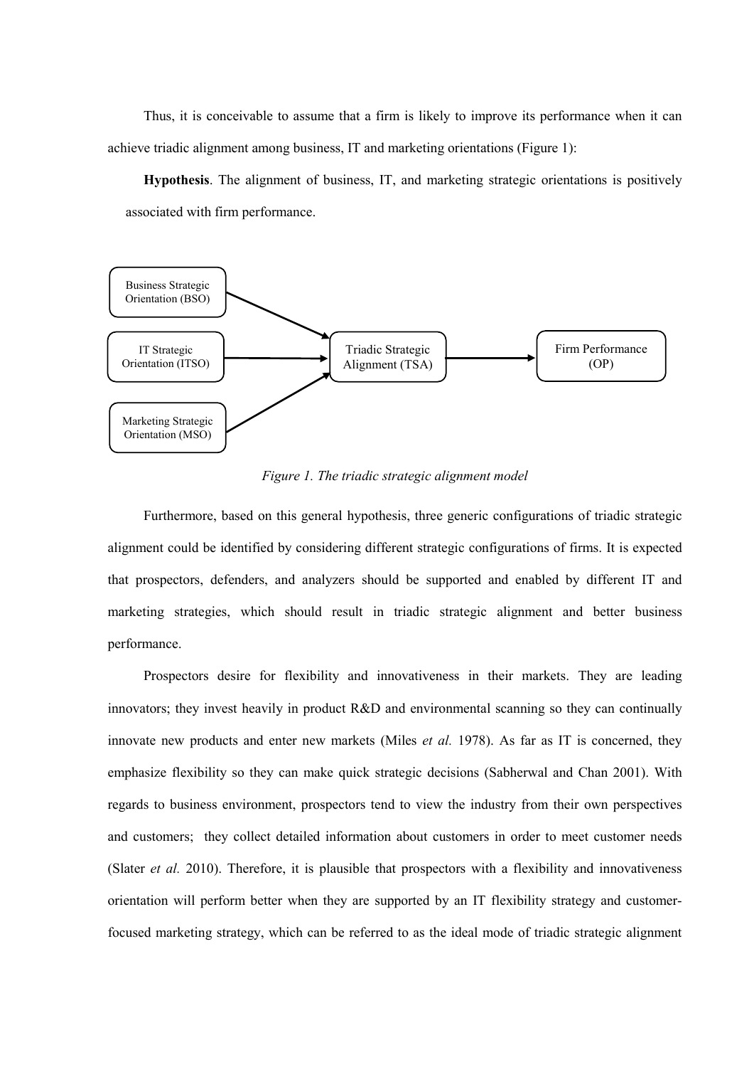Thus, it is conceivable to assume that a firm is likely to improve its performance when it can achieve triadic alignment among business, IT and marketing orientations (Figure 1):

**Hypothesis**. The alignment of business, IT, and marketing strategic orientations is positively associated with firm performance.

*Figure 1. The triadic strategic alignment model*

Furthermore, based on this general hypothesis, three generic configurations of triadic strategic alignment could be identified by considering different strategic configurations of firms. It is expected that prospectors, defenders, and analyzers should be supported and enabled by different IT and marketing strategies, which should result in triadic strategic alignment and better business performance.

Prospectors desire for flexibility and innovativeness in their markets. They are leading innovators; they invest heavily in product R&D and environmental scanning so they can continually innovate new products and enter new markets (Miles *et al.* 1978). As far as IT is concerned, they emphasize flexibility so they can make quick strategic decisions (Sabherwal and Chan 2001). With regards to business environment, prospectors tend to view the industry from their own perspectives and customers; they collect detailed information about customers in order to meet customer needs (Slater *et al.* 2010). Therefore, it is plausible that prospectors with a flexibility and innovativeness orientation will perform better when they are supported by an IT flexibility strategy and customer-focused marketing strategy, which can be referred to as the ideal mode of triadic strategic alignment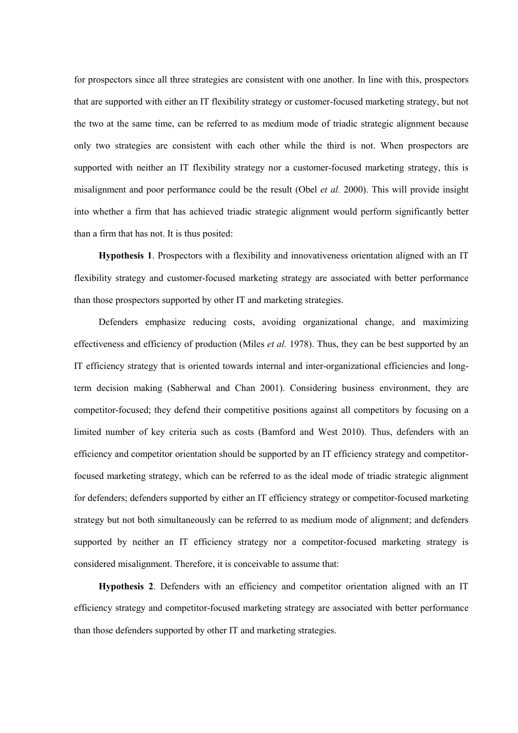for prospectors since all three strategies are consistent with one another. In line with this, prospectors that are supported with either an IT flexibility strategy or customer-focused marketing strategy, but not the two at the same time, can be referred to as medium mode of triadic strategic alignment because only two strategies are consistent with each other while the third is not. When prospectors are supported with neither an IT flexibility strategy nor a customer-focused marketing strategy, this is misalignment and poor performance could be the result (Obel *et al.* 2000). This will provide insight into whether a firm that has achieved triadic strategic alignment would perform significantly better than a firm that has not. It is thus posited:

**Hypothesis 1**. Prospectors with a flexibility and innovativeness orientation aligned with an IT flexibility strategy and customer-focused marketing strategy are associated with better performance than those prospectors supported by other IT and marketing strategies.

Defenders emphasize reducing costs, avoiding organizational change, and maximizing effectiveness and efficiency of production (Miles *et al.* 1978). Thus, they can be best supported by an IT efficiency strategy that is oriented towards internal and inter-organizational efficiencies and long-term decision making (Sabherwal and Chan 2001). Considering business environment, they are competitor-focused; they defend their competitive positions against all competitors by focusing on a limited number of key criteria such as costs (Bamford and West 2010). Thus, defenders with an efficiency and competitor orientation should be supported by an IT efficiency strategy and competitor-focused marketing strategy, which can be referred to as the ideal mode of triadic strategic alignment for defenders; defenders supported by either an IT efficiency strategy or competitor-focused marketing strategy but not both simultaneously can be referred to as medium mode of alignment; and defenders supported by neither an IT efficiency strategy nor a competitor-focused marketing strategy is considered misalignment. Therefore, it is conceivable to assume that:

**Hypothesis 2**. Defenders with an efficiency and competitor orientation aligned with an IT efficiency strategy and competitor-focused marketing strategy are associated with better performance than those defenders supported by other IT and marketing strategies.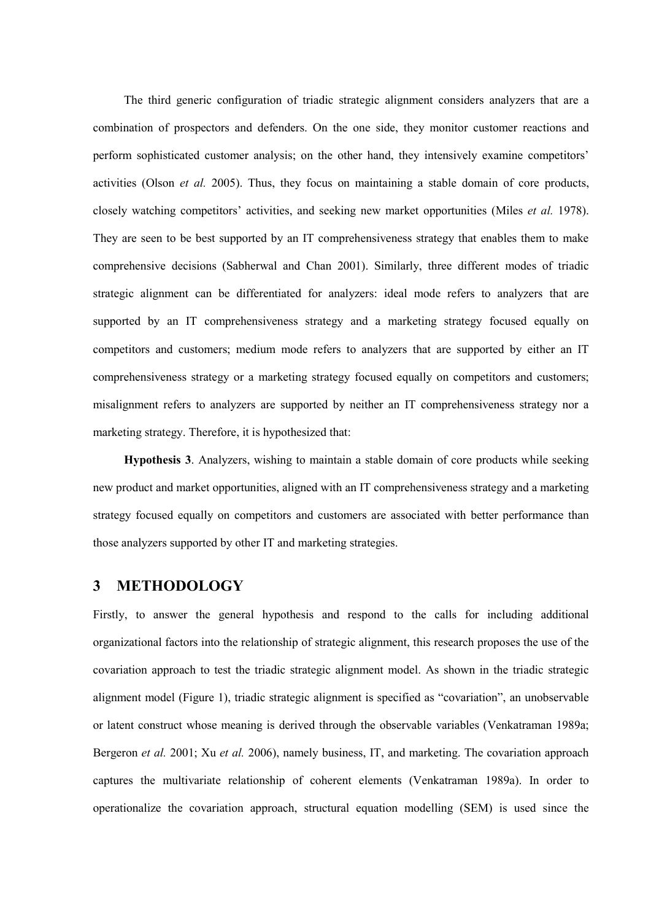The third generic configuration of triadic strategic alignment considers analyzers that are a combination of prospectors and defenders. On the one side, they monitor customer reactions and perform sophisticated customer analysis; on the other hand, they intensively examine competitors' activities (Olson *et al.* 2005). Thus, they focus on maintaining a stable domain of core products, closely watching competitors' activities, and seeking new market opportunities (Miles *et al.* 1978). They are seen to be best supported by an IT comprehensiveness strategy that enables them to make comprehensive decisions (Sabherwal and Chan 2001). Similarly, three different modes of triadic strategic alignment can be differentiated for analyzers: ideal mode refers to analyzers that are supported by an IT comprehensiveness strategy and a marketing strategy focused equally on competitors and customers; medium mode refers to analyzers that are supported by either an IT comprehensiveness strategy or a marketing strategy focused equally on competitors and customers; misalignment refers to analyzers are supported by neither an IT comprehensiveness strategy nor a marketing strategy. Therefore, it is hypothesized that:

**Hypothesis 3**. Analyzers, wishing to maintain a stable domain of core products while seeking new product and market opportunities, aligned with an IT comprehensiveness strategy and a marketing strategy focused equally on competitors and customers are associated with better performance than those analyzers supported by other IT and marketing strategies.

## 3 METHODOLOGY

Firstly, to answer the general hypothesis and respond to the calls for including additional organizational factors into the relationship of strategic alignment, this research proposes the use of the covariation approach to test the triadic strategic alignment model. As shown in the triadic strategic alignment model (Figure 1), triadic strategic alignment is specified as "covariation", an unobservable or latent construct whose meaning is derived through the observable variables (Venkatraman 1989a; Bergeron *et al.* 2001; Xu *et al.* 2006), namely business, IT, and marketing. The covariation approach captures the multivariate relationship of coherent elements (Venkatraman 1989a). In order to operationalize the covariation approach, structural equation modelling (SEM) is used since the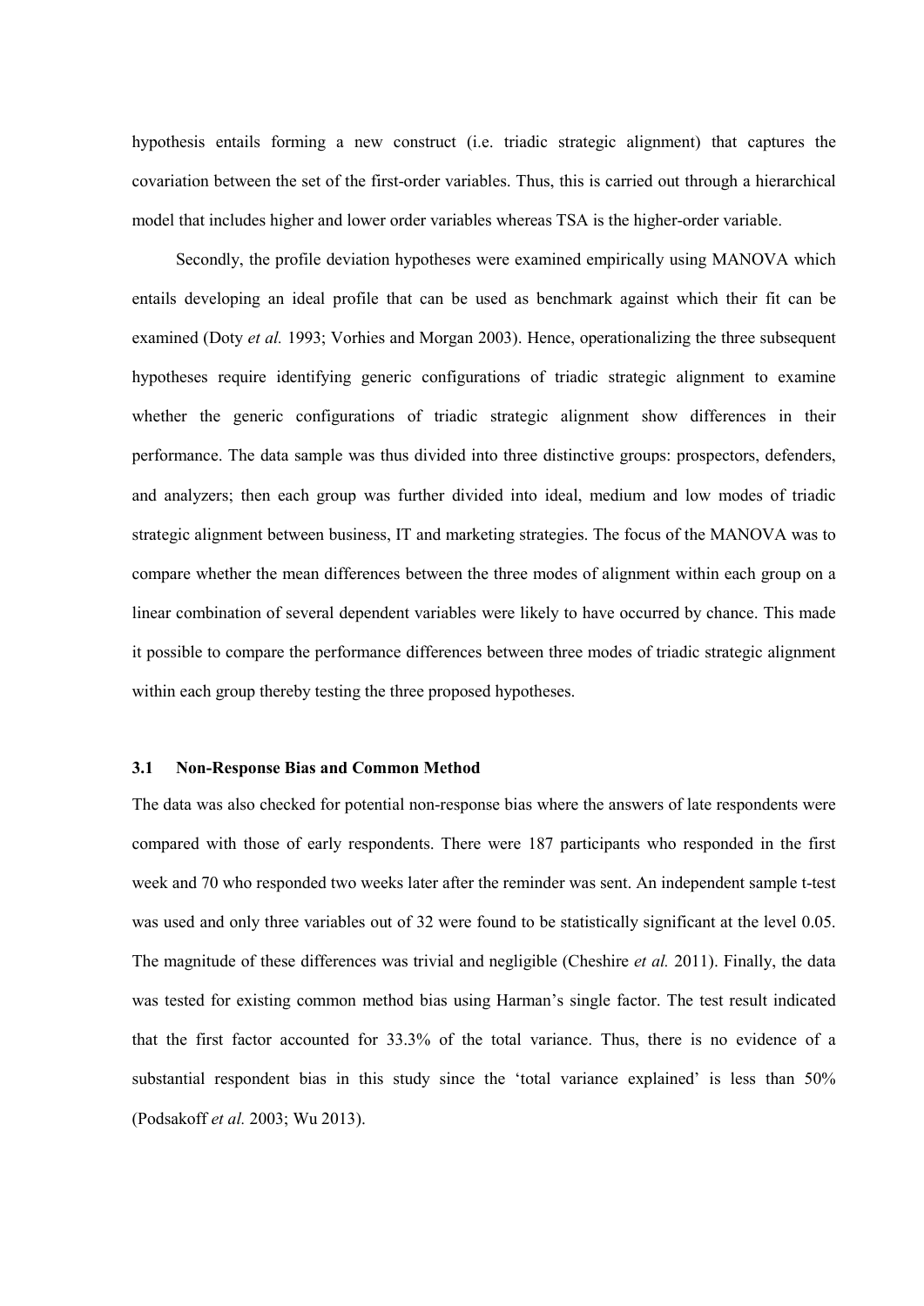hypothesis entails forming a new construct (i.e. triadic strategic alignment) that captures the covariation between the set of the first-order variables. Thus, this is carried out through a hierarchical model that includes higher and lower order variables whereas TSA is the higher-order variable.

Secondly, the profile deviation hypotheses were examined empirically using MANOVA which entails developing an ideal profile that can be used as benchmark against which their fit can be examined (Doty *et al.* 1993; Vorhies and Morgan 2003). Hence, operationalizing the three subsequent hypotheses require identifying generic configurations of triadic strategic alignment to examine whether the generic configurations of triadic strategic alignment show differences in their performance. The data sample was thus divided into three distinctive groups: prospectors, defenders, and analyzers; then each group was further divided into ideal, medium and low modes of triadic strategic alignment between business, IT and marketing strategies. The focus of the MANOVA was to compare whether the mean differences between the three modes of alignment within each group on a linear combination of several dependent variables were likely to have occurred by chance. This made it possible to compare the performance differences between three modes of triadic strategic alignment within each group thereby testing the three proposed hypotheses.

### 3.1 Non-Response Bias and Common Method

The data was also checked for potential non-response bias where the answers of late respondents were compared with those of early respondents. There were 187 participants who responded in the first week and 70 who responded two weeks later after the reminder was sent. An independent sample t-test was used and only three variables out of 32 were found to be statistically significant at the level 0.05. The magnitude of these differences was trivial and negligible (Cheshire *et al.* 2011). Finally, the data was tested for existing common method bias using Harman's single factor. The test result indicated that the first factor accounted for 33.3% of the total variance. Thus, there is no evidence of a substantial respondent bias in this study since the 'total variance explained' is less than 50% (Podsakoff *et al.* 2003; Wu 2013).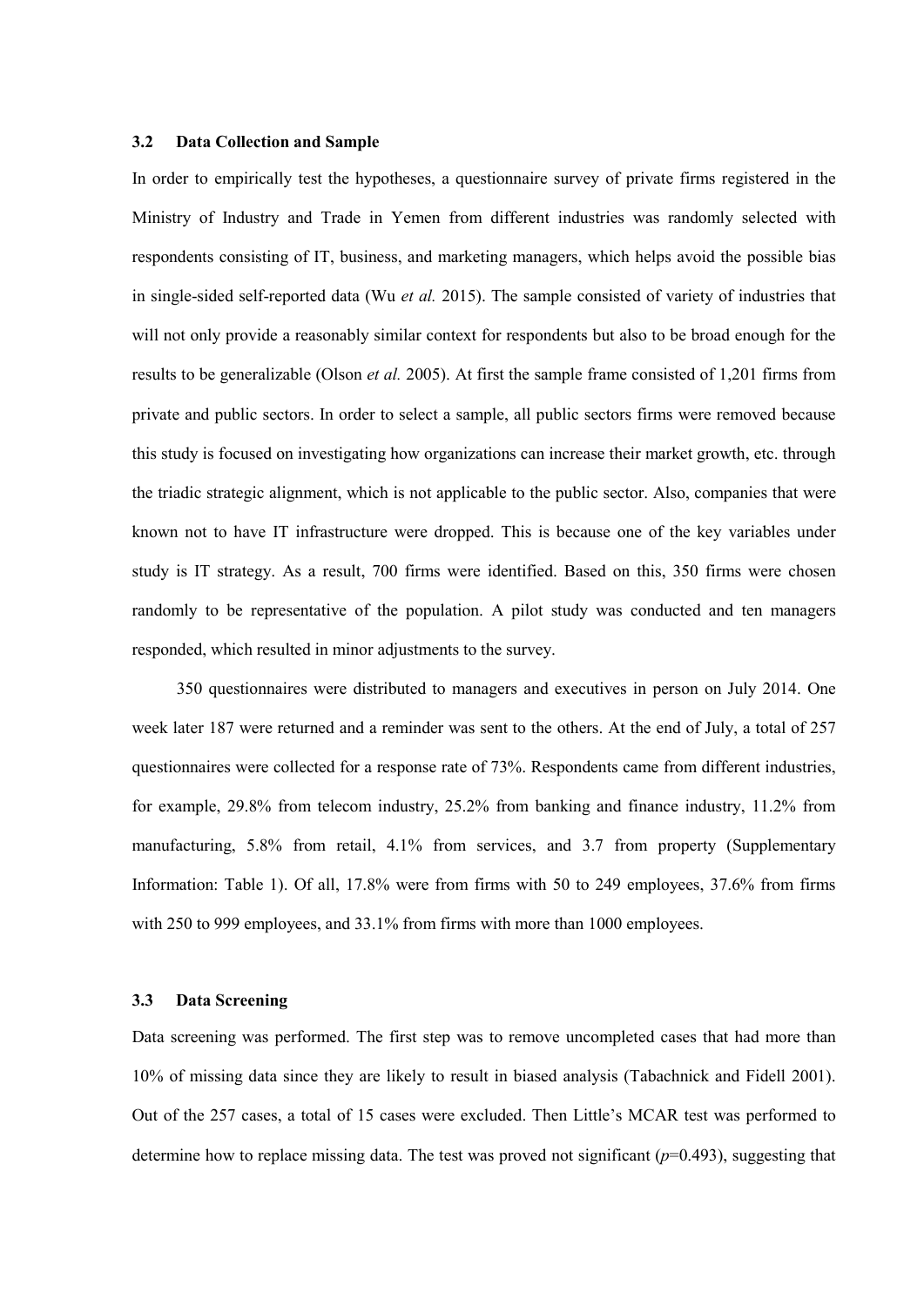### 3.2 Data Collection and Sample

In order to empirically test the hypotheses, a questionnaire survey of private firms registered in the Ministry of Industry and Trade in Yemen from different industries was randomly selected with respondents consisting of IT, business, and marketing managers, which helps avoid the possible bias in single-sided self-reported data (Wu *et al.* 2015). The sample consisted of variety of industries that will not only provide a reasonably similar context for respondents but also to be broad enough for the results to be generalizable (Olson *et al.* 2005). At first the sample frame consisted of 1,201 firms from private and public sectors. In order to select a sample, all public sectors firms were removed because this study is focused on investigating how organizations can increase their market growth, etc. through the triadic strategic alignment, which is not applicable to the public sector. Also, companies that were known not to have IT infrastructure were dropped. This is because one of the key variables under study is IT strategy. As a result, 700 firms were identified. Based on this, 350 firms were chosen randomly to be representative of the population. A pilot study was conducted and ten managers responded, which resulted in minor adjustments to the survey.

350 questionnaires were distributed to managers and executives in person on July 2014. One week later 187 were returned and a reminder was sent to the others. At the end of July, a total of 257 questionnaires were collected for a response rate of 73%. Respondents came from different industries, for example, 29.8% from telecom industry, 25.2% from banking and finance industry, 11.2% from manufacturing, 5.8% from retail, 4.1% from services, and 3.7 from property (Supplementary Information: Table 1). Of all, 17.8% were from firms with 50 to 249 employees, 37.6% from firms with 250 to 999 employees, and 33.1% from firms with more than 1000 employees.

### 3.3 Data Screening

Data screening was performed. The first step was to remove uncompleted cases that had more than 10% of missing data since they are likely to result in biased analysis (Tabachnick and Fidell 2001). Out of the 257 cases, a total of 15 cases were excluded. Then Little's MCAR test was performed to determine how to replace missing data. The test was proved not significant ($p$=0.493), suggesting that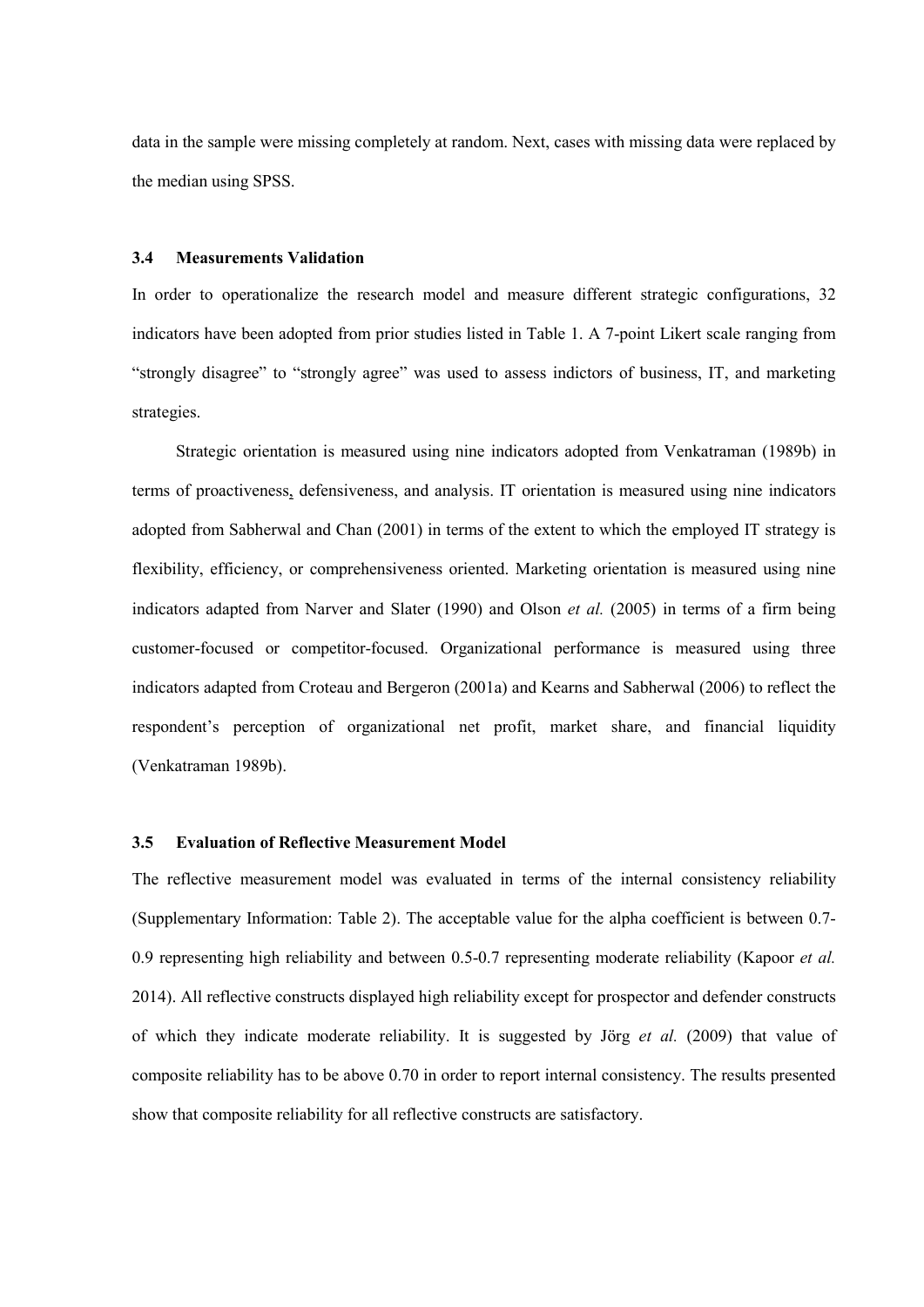data in the sample were missing completely at random. Next, cases with missing data were replaced by the median using SPSS.

### 3.4 Measurements Validation

In order to operationalize the research model and measure different strategic configurations, 32 indicators have been adopted from prior studies listed in Table 1. A 7-point Likert scale ranging from "strongly disagree" to "strongly agree" was used to assess indictors of business, IT, and marketing strategies.

Strategic orientation is measured using nine indicators adopted from Venkatraman (1989b) in terms of proactiveness, defensiveness, and analysis. IT orientation is measured using nine indicators adopted from Sabherwal and Chan (2001) in terms of the extent to which the employed IT strategy is flexibility, efficiency, or comprehensiveness oriented. Marketing orientation is measured using nine indicators adapted from Narver and Slater (1990) and Olson *et al.* (2005) in terms of a firm being customer-focused or competitor-focused. Organizational performance is measured using three indicators adapted from Croteau and Bergeron (2001a) and Kearns and Sabherwal (2006) to reflect the respondent's perception of organizational net profit, market share, and financial liquidity (Venkatraman 1989b).

### 3.5 Evaluation of Reflective Measurement Model

The reflective measurement model was evaluated in terms of the internal consistency reliability (Supplementary Information: Table 2). The acceptable value for the alpha coefficient is between 0.7-0.9 representing high reliability and between 0.5-0.7 representing moderate reliability (Kapoor *et al.* 2014). All reflective constructs displayed high reliability except for prospector and defender constructs of which they indicate moderate reliability. It is suggested by Jörg *et al.* (2009) that value of composite reliability has to be above 0.70 in order to report internal consistency. The results presented show that composite reliability for all reflective constructs are satisfactory.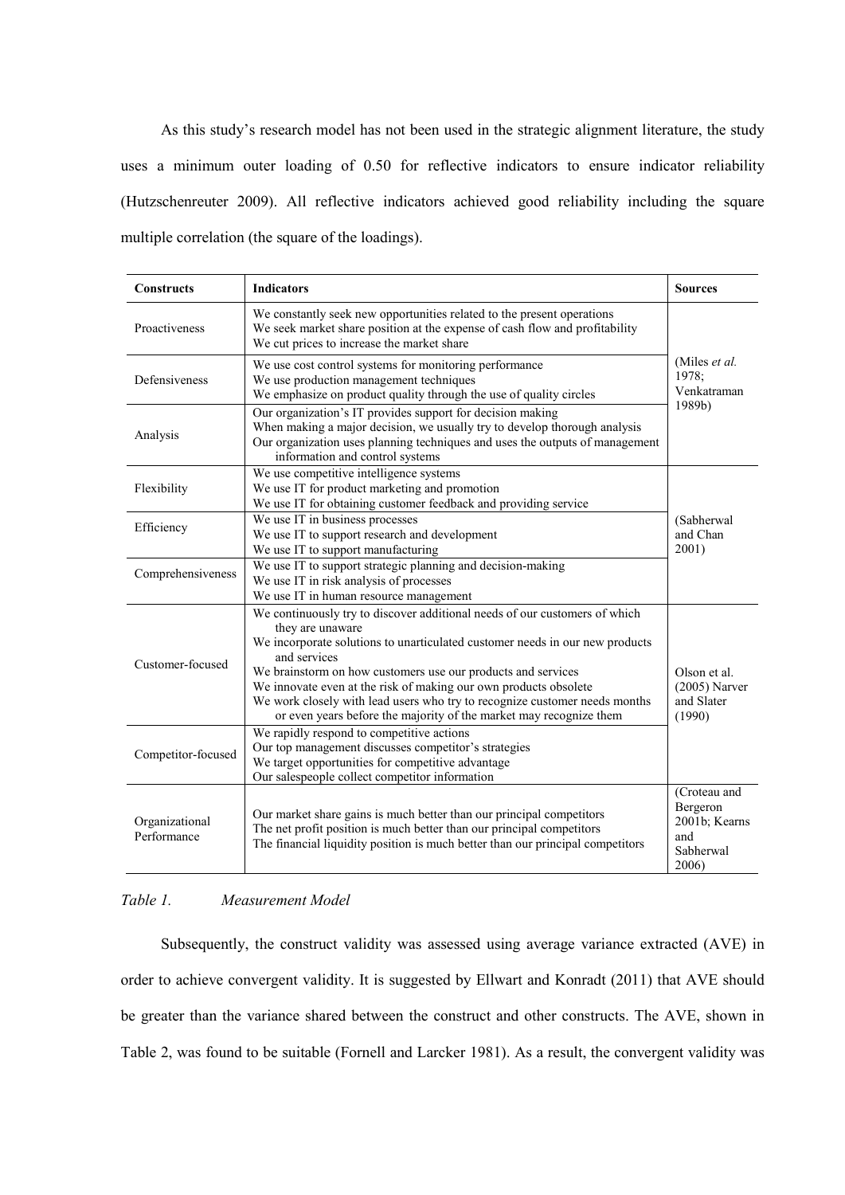As this study's research model has not been used in the strategic alignment literature, the study uses a minimum outer loading of 0.50 for reflective indicators to ensure indicator reliability (Hutzschenreuter 2009). All reflective indicators achieved good reliability including the square multiple correlation (the square of the loadings).

| Constructs | Indicators | Sources |
|---|---|---|
| Proactiveness | We constantly seek new opportunities related to the present operations<br>We seek market share position at the expense of cash flow and profitability<br>We cut prices to increase the market share | (Miles *et al.* 1978; Venkatraman 1989b) |
| Defensiveness | We use cost control systems for monitoring performance<br>We use production management techniques<br>We emphasize on product quality through the use of quality circles | |
| Analysis | Our organization's IT provides support for decision making<br>When making a major decision, we usually try to develop thorough analysis<br>Our organization uses planning techniques and uses the outputs of management information and control systems | |
| Flexibility | We use competitive intelligence systems<br>We use IT for product marketing and promotion<br>We use IT for obtaining customer feedback and providing service | (Sabherwal and Chan 2001) |
| Efficiency | We use IT in business processes<br>We use IT to support research and development<br>We use IT to support manufacturing | |
| Comprehensiveness | We use IT to support strategic planning and decision-making<br>We use IT in risk analysis of processes<br>We use IT in human resource management | |
| Customer-focused | We continuously try to discover additional needs of our customers of which they are unaware<br>We incorporate solutions to unarticulated customer needs in our new products and services<br>We brainstorm on how customers use our products and services<br>We innovate even at the risk of making our own products obsolete<br>We work closely with lead users who try to recognize customer needs months or even years before the majority of the market may recognize them | Olson et al. (2005) Narver and Slater (1990) |
| Competitor-focused | We rapidly respond to competitive actions<br>Our top management discusses competitor's strategies<br>We target opportunities for competitive advantage<br>Our salespeople collect competitor information | |
| Organizational Performance | Our market share gains is much better than our principal competitors<br>The net profit position is much better than our principal competitors<br>The financial liquidity position is much better than our principal competitors | (Croteau and Bergeron 2001b; Kearns and Sabherwal 2006) |

*Table 1. Measurement Model*

Subsequently, the construct validity was assessed using average variance extracted (AVE) in order to achieve convergent validity. It is suggested by Ellwart and Konradt (2011) that AVE should be greater than the variance shared between the construct and other constructs. The AVE, shown in Table 2, was found to be suitable (Fornell and Larcker 1981). As a result, the convergent validity was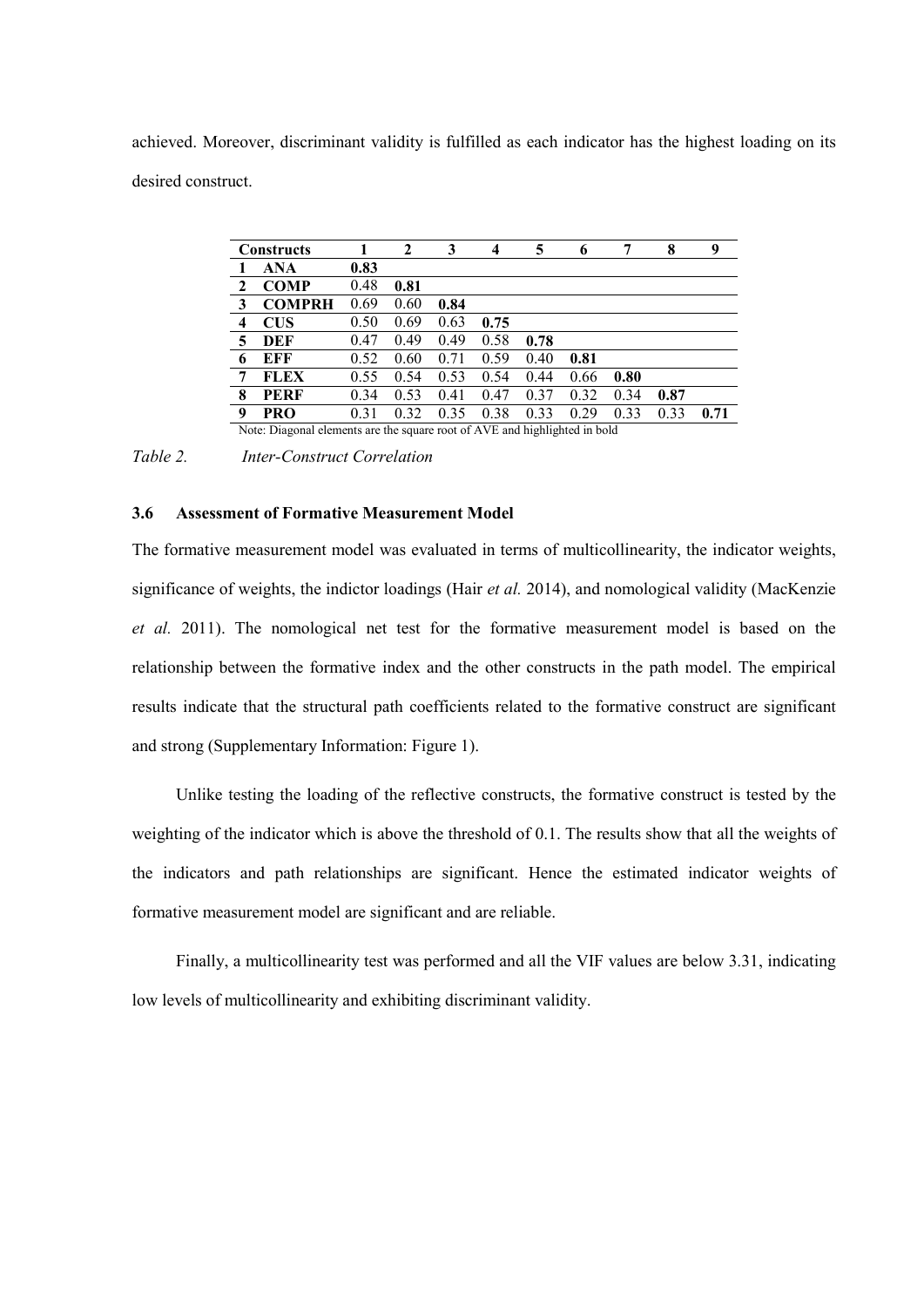achieved. Moreover, discriminant validity is fulfilled as each indicator has the highest loading on its desired construct.

| | Constructs | 1 | 2 | 3 | 4 | 5 | 6 | 7 | 8 | 9 |
|---|---|---|---|---|---|---|---|---|---|---|
| 1 | **ANA** | **0.83** | | | | | | | | |
| 2 | **COMP** | 0.48 | **0.81** | | | | | | | |
| 3 | **COMPRH** | 0.69 | 0.60 | **0.84** | | | | | | |
| 4 | **CUS** | 0.50 | 0.69 | 0.63 | **0.75** | | | | | |
| 5 | **DEF** | 0.47 | 0.49 | 0.49 | 0.58 | **0.78** | | | | |
| 6 | **EFF** | 0.52 | 0.60 | 0.71 | 0.59 | 0.40 | **0.81** | | | |
| 7 | **FLEX** | 0.55 | 0.54 | 0.53 | 0.54 | 0.44 | 0.66 | **0.80** | | |
| 8 | **PERF** | 0.34 | 0.53 | 0.41 | 0.47 | 0.37 | 0.32 | 0.34 | **0.87** | |
| 9 | **PRO** | 0.31 | 0.32 | 0.35 | 0.38 | 0.33 | 0.29 | 0.33 | 0.33 | **0.71** |

Note: Diagonal elements are the square root of AVE and highlighted in bold

*Table 2. Inter-Construct Correlation*

### 3.6 Assessment of Formative Measurement Model

The formative measurement model was evaluated in terms of multicollinearity, the indicator weights, significance of weights, the indictor loadings (Hair *et al.* 2014), and nomological validity (MacKenzie *et al.* 2011). The nomological net test for the formative measurement model is based on the relationship between the formative index and the other constructs in the path model. The empirical results indicate that the structural path coefficients related to the formative construct are significant and strong (Supplementary Information: Figure 1).

Unlike testing the loading of the reflective constructs, the formative construct is tested by the weighting of the indicator which is above the threshold of 0.1. The results show that all the weights of the indicators and path relationships are significant. Hence the estimated indicator weights of formative measurement model are significant and are reliable.

Finally, a multicollinearity test was performed and all the VIF values are below 3.31, indicating low levels of multicollinearity and exhibiting discriminant validity.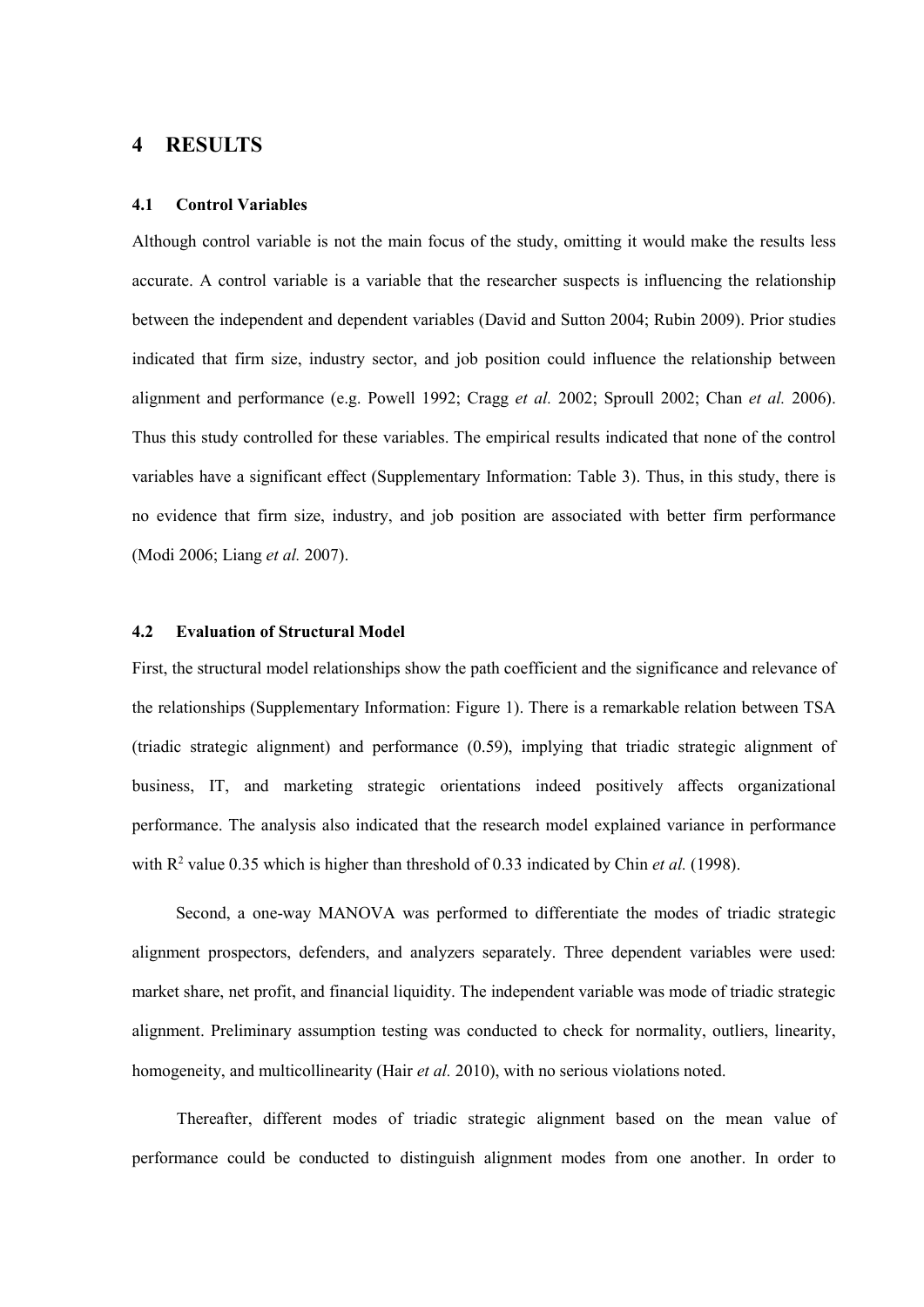# 4 RESULTS

## 4.1 Control Variables

Although control variable is not the main focus of the study, omitting it would make the results less accurate. A control variable is a variable that the researcher suspects is influencing the relationship between the independent and dependent variables (David and Sutton 2004; Rubin 2009). Prior studies indicated that firm size, industry sector, and job position could influence the relationship between alignment and performance (e.g. Powell 1992; Cragg *et al.* 2002; Sproull 2002; Chan *et al.* 2006). Thus this study controlled for these variables. The empirical results indicated that none of the control variables have a significant effect (Supplementary Information: Table 3). Thus, in this study, there is no evidence that firm size, industry, and job position are associated with better firm performance (Modi 2006; Liang *et al.* 2007).

## 4.2 Evaluation of Structural Model

First, the structural model relationships show the path coefficient and the significance and relevance of the relationships (Supplementary Information: Figure 1). There is a remarkable relation between TSA (triadic strategic alignment) and performance (0.59), implying that triadic strategic alignment of business, IT, and marketing strategic orientations indeed positively affects organizational performance. The analysis also indicated that the research model explained variance in performance with $R^2$ value 0.35 which is higher than threshold of 0.33 indicated by Chin *et al.* (1998).

Second, a one-way MANOVA was performed to differentiate the modes of triadic strategic alignment prospectors, defenders, and analyzers separately. Three dependent variables were used: market share, net profit, and financial liquidity. The independent variable was mode of triadic strategic alignment. Preliminary assumption testing was conducted to check for normality, outliers, linearity, homogeneity, and multicollinearity (Hair *et al.* 2010), with no serious violations noted.

Thereafter, different modes of triadic strategic alignment based on the mean value of performance could be conducted to distinguish alignment modes from one another. In order to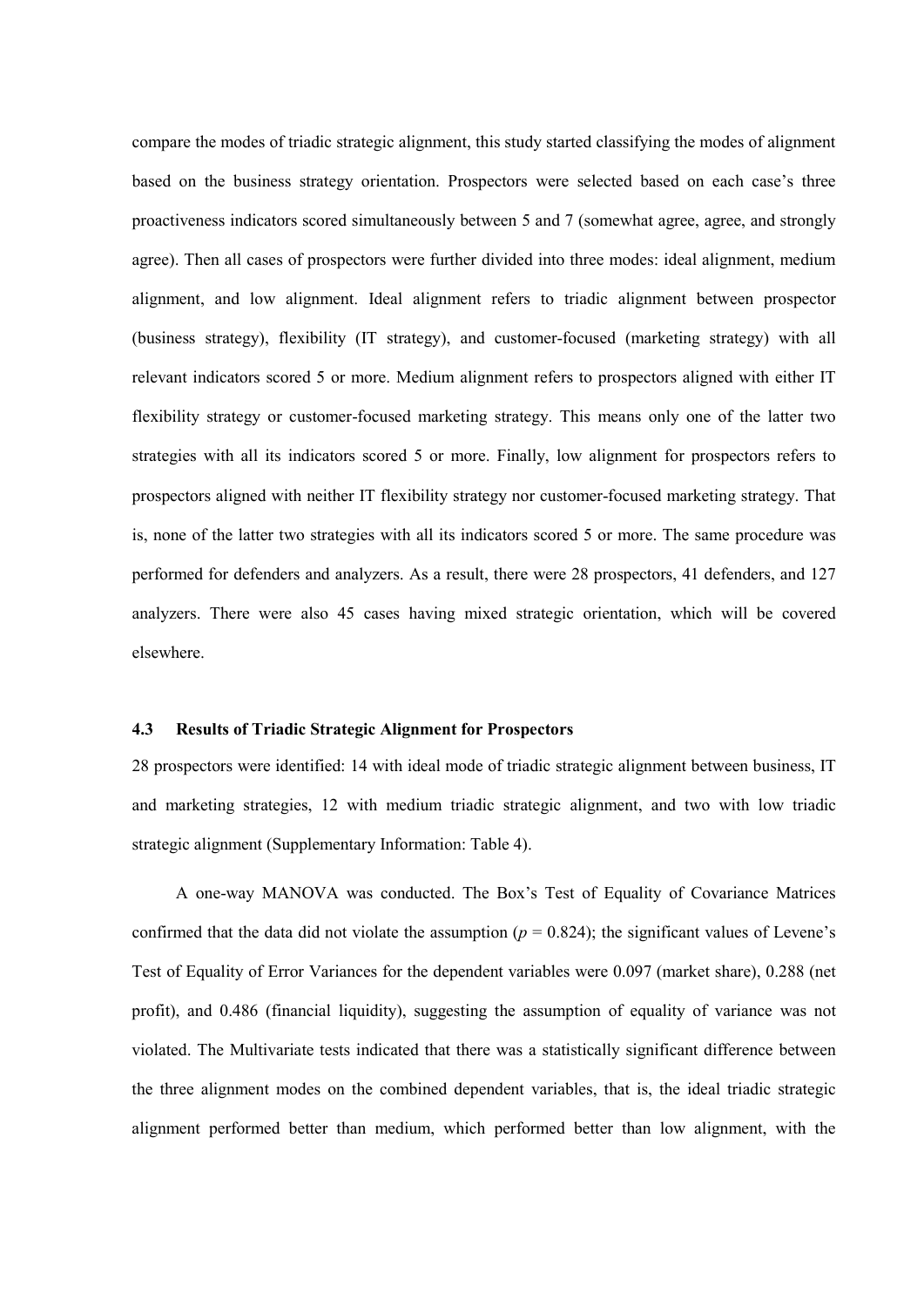compare the modes of triadic strategic alignment, this study started classifying the modes of alignment based on the business strategy orientation. Prospectors were selected based on each case's three proactiveness indicators scored simultaneously between 5 and 7 (somewhat agree, agree, and strongly agree). Then all cases of prospectors were further divided into three modes: ideal alignment, medium alignment, and low alignment. Ideal alignment refers to triadic alignment between prospector (business strategy), flexibility (IT strategy), and customer-focused (marketing strategy) with all relevant indicators scored 5 or more. Medium alignment refers to prospectors aligned with either IT flexibility strategy or customer-focused marketing strategy. This means only one of the latter two strategies with all its indicators scored 5 or more. Finally, low alignment for prospectors refers to prospectors aligned with neither IT flexibility strategy nor customer-focused marketing strategy. That is, none of the latter two strategies with all its indicators scored 5 or more. The same procedure was performed for defenders and analyzers. As a result, there were 28 prospectors, 41 defenders, and 127 analyzers. There were also 45 cases having mixed strategic orientation, which will be covered elsewhere.

### 4.3 Results of Triadic Strategic Alignment for Prospectors

28 prospectors were identified: 14 with ideal mode of triadic strategic alignment between business, IT and marketing strategies, 12 with medium triadic strategic alignment, and two with low triadic strategic alignment (Supplementary Information: Table 4).

A one-way MANOVA was conducted. The Box's Test of Equality of Covariance Matrices confirmed that the data did not violate the assumption ($p$ = 0.824); the significant values of Levene's Test of Equality of Error Variances for the dependent variables were 0.097 (market share), 0.288 (net profit), and 0.486 (financial liquidity), suggesting the assumption of equality of variance was not violated. The Multivariate tests indicated that there was a statistically significant difference between the three alignment modes on the combined dependent variables, that is, the ideal triadic strategic alignment performed better than medium, which performed better than low alignment, with the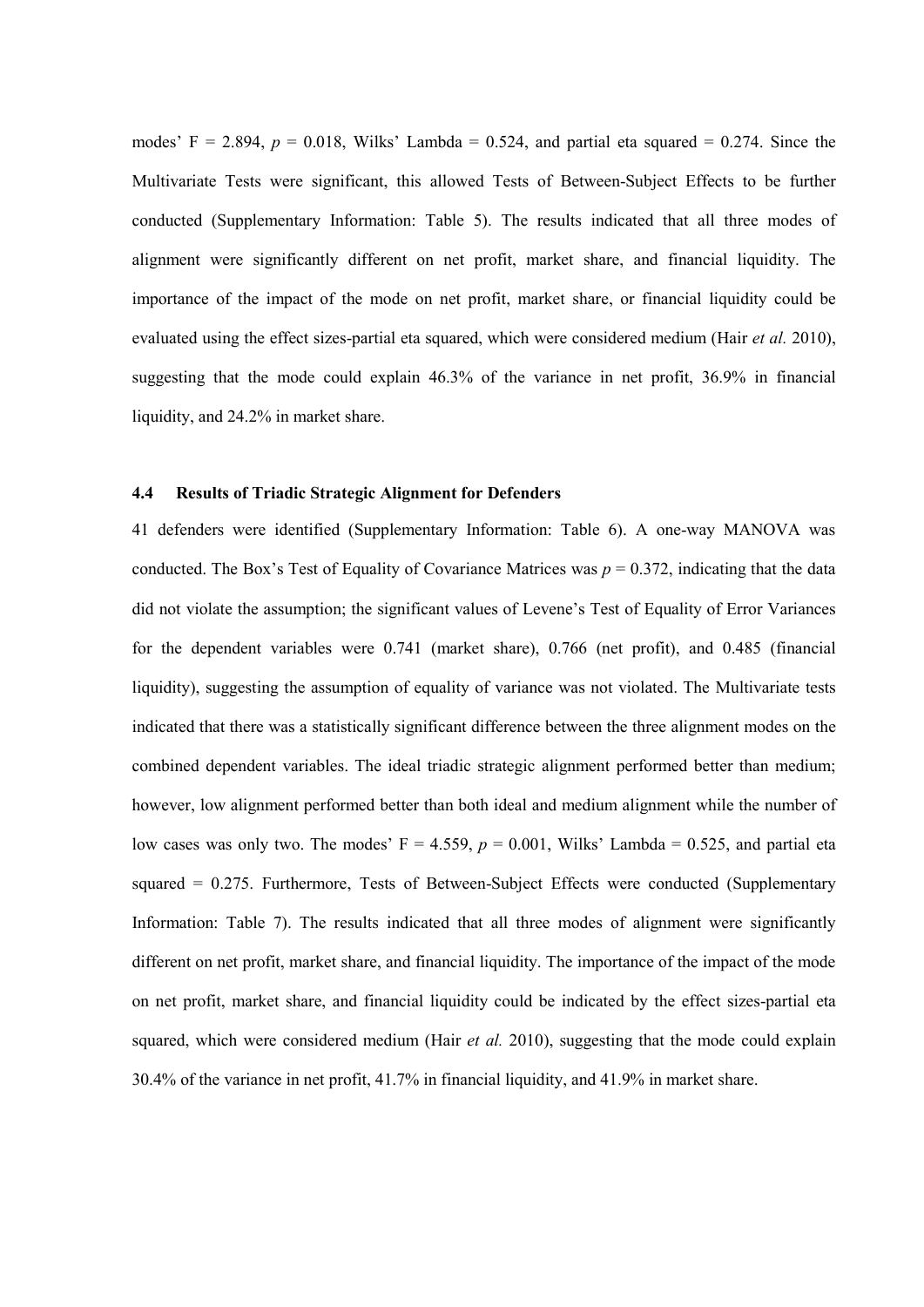modes' F = 2.894, $p$ = 0.018, Wilks' Lambda = 0.524, and partial eta squared = 0.274. Since the Multivariate Tests were significant, this allowed Tests of Between-Subject Effects to be further conducted (Supplementary Information: Table 5). The results indicated that all three modes of alignment were significantly different on net profit, market share, and financial liquidity. The importance of the impact of the mode on net profit, market share, or financial liquidity could be evaluated using the effect sizes-partial eta squared, which were considered medium (Hair *et al.* 2010), suggesting that the mode could explain 46.3% of the variance in net profit, 36.9% in financial liquidity, and 24.2% in market share.

### 4.4 Results of Triadic Strategic Alignment for Defenders

41 defenders were identified (Supplementary Information: Table 6). A one-way MANOVA was conducted. The Box's Test of Equality of Covariance Matrices was $p$ = 0.372, indicating that the data did not violate the assumption; the significant values of Levene's Test of Equality of Error Variances for the dependent variables were 0.741 (market share), 0.766 (net profit), and 0.485 (financial liquidity), suggesting the assumption of equality of variance was not violated. The Multivariate tests indicated that there was a statistically significant difference between the three alignment modes on the combined dependent variables. The ideal triadic strategic alignment performed better than medium; however, low alignment performed better than both ideal and medium alignment while the number of low cases was only two. The modes' F = 4.559, $p$ = 0.001, Wilks' Lambda = 0.525, and partial eta squared = 0.275. Furthermore, Tests of Between-Subject Effects were conducted (Supplementary Information: Table 7). The results indicated that all three modes of alignment were significantly different on net profit, market share, and financial liquidity. The importance of the impact of the mode on net profit, market share, and financial liquidity could be indicated by the effect sizes-partial eta squared, which were considered medium (Hair *et al.* 2010), suggesting that the mode could explain 30.4% of the variance in net profit, 41.7% in financial liquidity, and 41.9% in market share.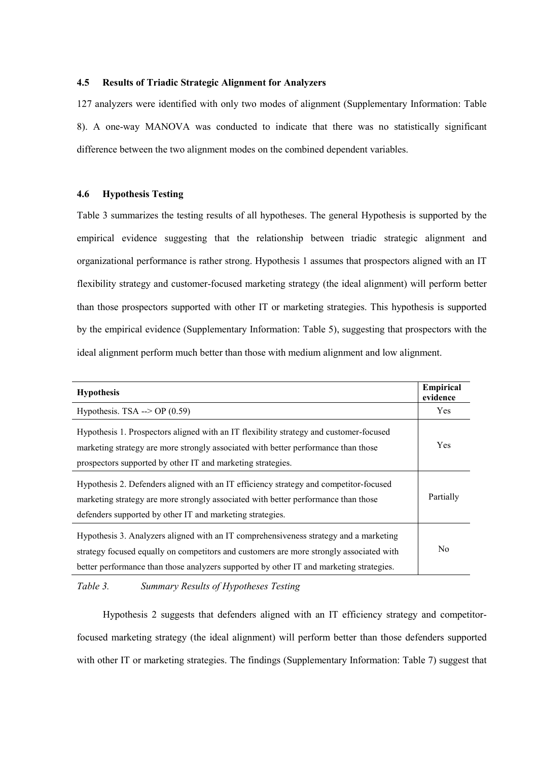### 4.5 Results of Triadic Strategic Alignment for Analyzers

127 analyzers were identified with only two modes of alignment (Supplementary Information: Table 8). A one-way MANOVA was conducted to indicate that there was no statistically significant difference between the two alignment modes on the combined dependent variables.

### 4.6 Hypothesis Testing

Table 3 summarizes the testing results of all hypotheses. The general Hypothesis is supported by the empirical evidence suggesting that the relationship between triadic strategic alignment and organizational performance is rather strong. Hypothesis 1 assumes that prospectors aligned with an IT flexibility strategy and customer-focused marketing strategy (the ideal alignment) will perform better than those prospectors supported with other IT or marketing strategies. This hypothesis is supported by the empirical evidence (Supplementary Information: Table 5), suggesting that prospectors with the ideal alignment perform much better than those with medium alignment and low alignment.

| Hypothesis | Empirical evidence |
|---|---|
| Hypothesis. TSA --> OP (0.59) | Yes |
| Hypothesis 1. Prospectors aligned with an IT flexibility strategy and customer-focused marketing strategy are more strongly associated with better performance than those prospectors supported by other IT and marketing strategies. | Yes |
| Hypothesis 2. Defenders aligned with an IT efficiency strategy and competitor-focused marketing strategy are more strongly associated with better performance than those defenders supported by other IT and marketing strategies. | Partially |
| Hypothesis 3. Analyzers aligned with an IT comprehensiveness strategy and a marketing strategy focused equally on competitors and customers are more strongly associated with better performance than those analyzers supported by other IT and marketing strategies. | No |

*Table 3. Summary Results of Hypotheses Testing*

Hypothesis 2 suggests that defenders aligned with an IT efficiency strategy and competitor-focused marketing strategy (the ideal alignment) will perform better than those defenders supported with other IT or marketing strategies. The findings (Supplementary Information: Table 7) suggest that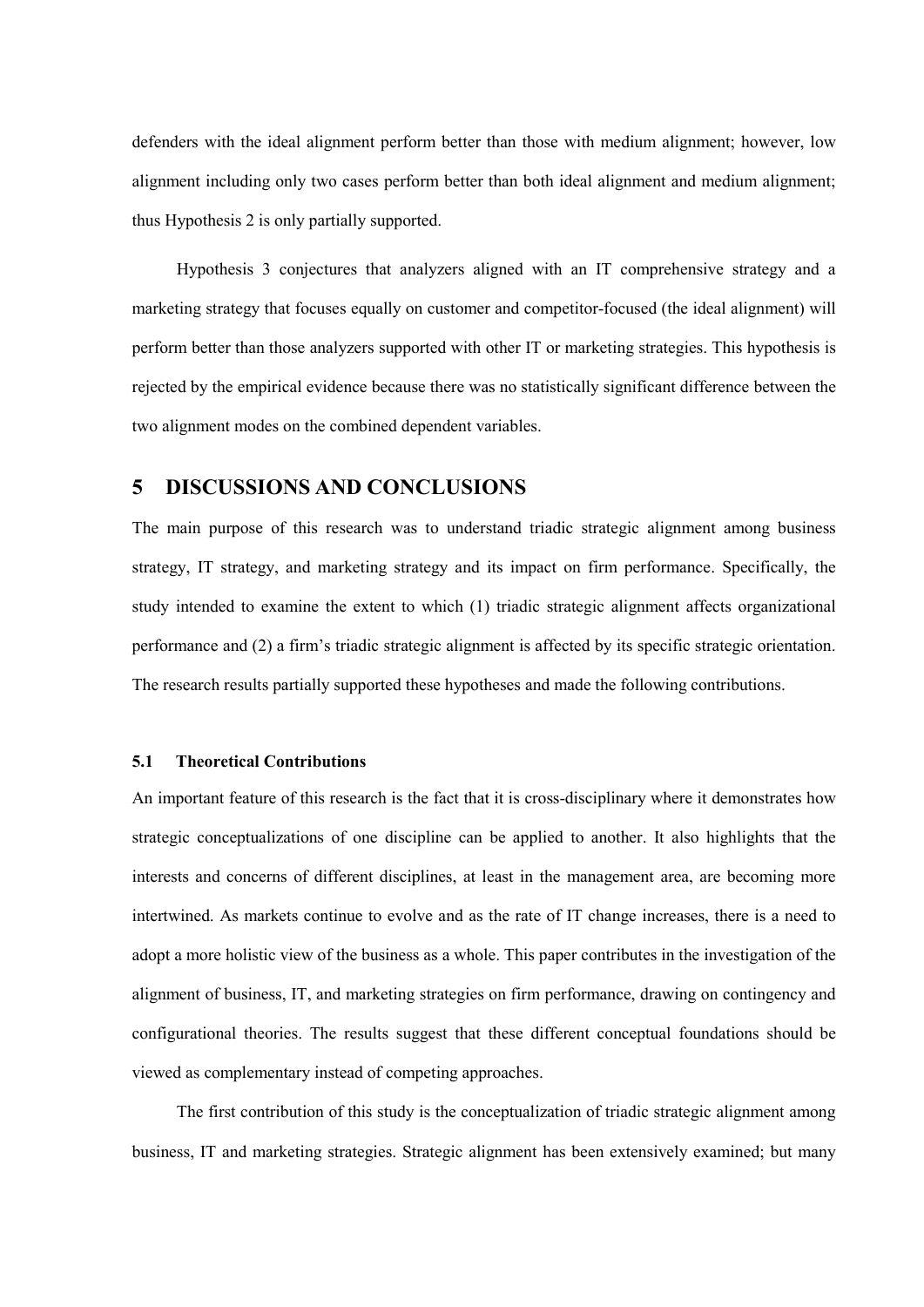defenders with the ideal alignment perform better than those with medium alignment; however, low alignment including only two cases perform better than both ideal alignment and medium alignment; thus Hypothesis 2 is only partially supported.

Hypothesis 3 conjectures that analyzers aligned with an IT comprehensive strategy and a marketing strategy that focuses equally on customer and competitor-focused (the ideal alignment) will perform better than those analyzers supported with other IT or marketing strategies. This hypothesis is rejected by the empirical evidence because there was no statistically significant difference between the two alignment modes on the combined dependent variables.

# 5 DISCUSSIONS AND CONCLUSIONS

The main purpose of this research was to understand triadic strategic alignment among business strategy, IT strategy, and marketing strategy and its impact on firm performance. Specifically, the study intended to examine the extent to which (1) triadic strategic alignment affects organizational performance and (2) a firm's triadic strategic alignment is affected by its specific strategic orientation. The research results partially supported these hypotheses and made the following contributions.

## 5.1 Theoretical Contributions

An important feature of this research is the fact that it is cross-disciplinary where it demonstrates how strategic conceptualizations of one discipline can be applied to another. It also highlights that the interests and concerns of different disciplines, at least in the management area, are becoming more intertwined. As markets continue to evolve and as the rate of IT change increases, there is a need to adopt a more holistic view of the business as a whole. This paper contributes in the investigation of the alignment of business, IT, and marketing strategies on firm performance, drawing on contingency and configurational theories. The results suggest that these different conceptual foundations should be viewed as complementary instead of competing approaches.

The first contribution of this study is the conceptualization of triadic strategic alignment among business, IT and marketing strategies. Strategic alignment has been extensively examined; but many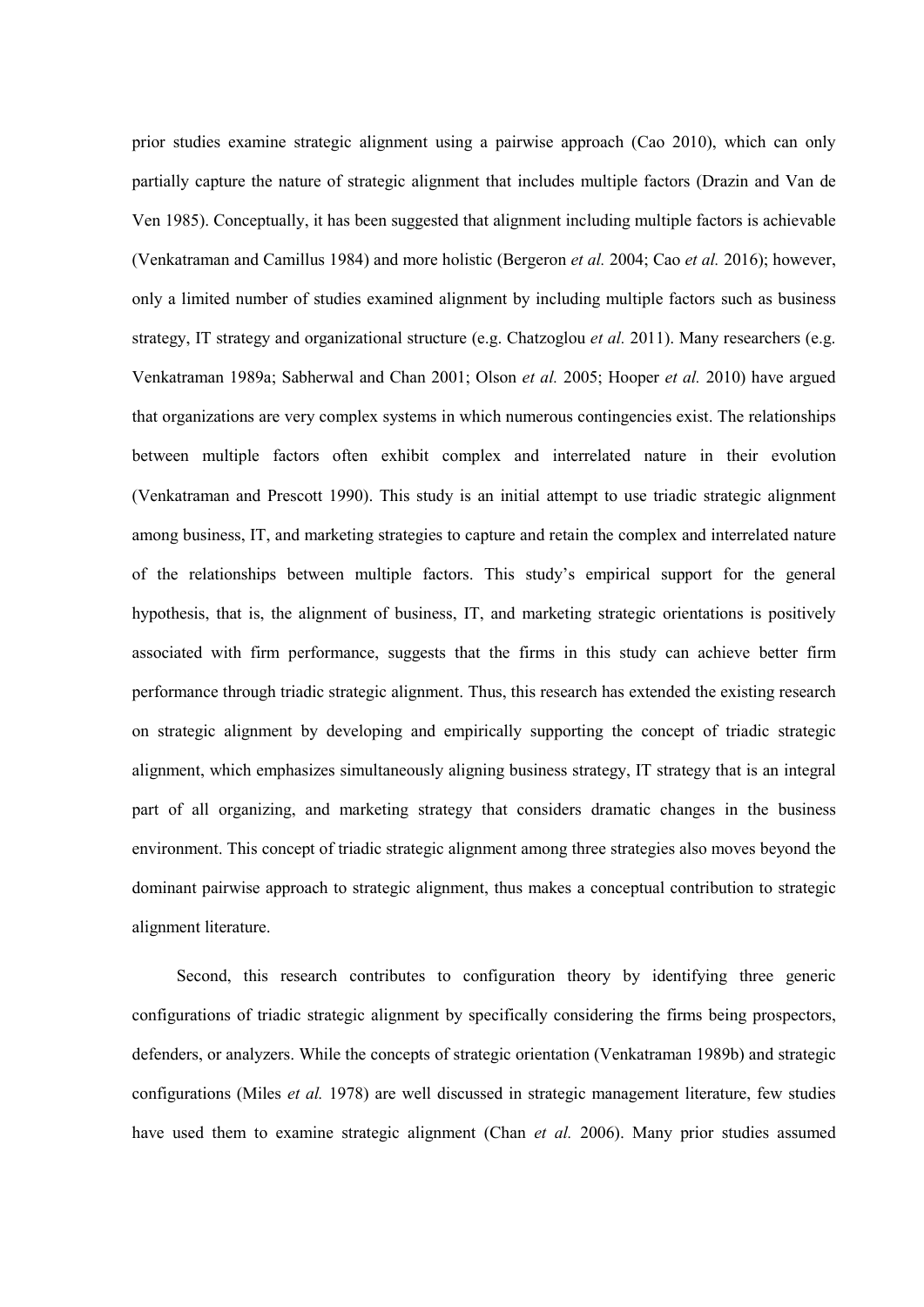prior studies examine strategic alignment using a pairwise approach (Cao 2010), which can only partially capture the nature of strategic alignment that includes multiple factors (Drazin and Van de Ven 1985). Conceptually, it has been suggested that alignment including multiple factors is achievable (Venkatraman and Camillus 1984) and more holistic (Bergeron *et al.* 2004; Cao *et al.* 2016); however, only a limited number of studies examined alignment by including multiple factors such as business strategy, IT strategy and organizational structure (e.g. Chatzoglou *et al.* 2011). Many researchers (e.g. Venkatraman 1989a; Sabherwal and Chan 2001; Olson *et al.* 2005; Hooper *et al.* 2010) have argued that organizations are very complex systems in which numerous contingencies exist. The relationships between multiple factors often exhibit complex and interrelated nature in their evolution (Venkatraman and Prescott 1990). This study is an initial attempt to use triadic strategic alignment among business, IT, and marketing strategies to capture and retain the complex and interrelated nature of the relationships between multiple factors. This study's empirical support for the general hypothesis, that is, the alignment of business, IT, and marketing strategic orientations is positively associated with firm performance, suggests that the firms in this study can achieve better firm performance through triadic strategic alignment. Thus, this research has extended the existing research on strategic alignment by developing and empirically supporting the concept of triadic strategic alignment, which emphasizes simultaneously aligning business strategy, IT strategy that is an integral part of all organizing, and marketing strategy that considers dramatic changes in the business environment. This concept of triadic strategic alignment among three strategies also moves beyond the dominant pairwise approach to strategic alignment, thus makes a conceptual contribution to strategic alignment literature.

Second, this research contributes to configuration theory by identifying three generic configurations of triadic strategic alignment by specifically considering the firms being prospectors, defenders, or analyzers. While the concepts of strategic orientation (Venkatraman 1989b) and strategic configurations (Miles *et al.* 1978) are well discussed in strategic management literature, few studies have used them to examine strategic alignment (Chan *et al.* 2006). Many prior studies assumed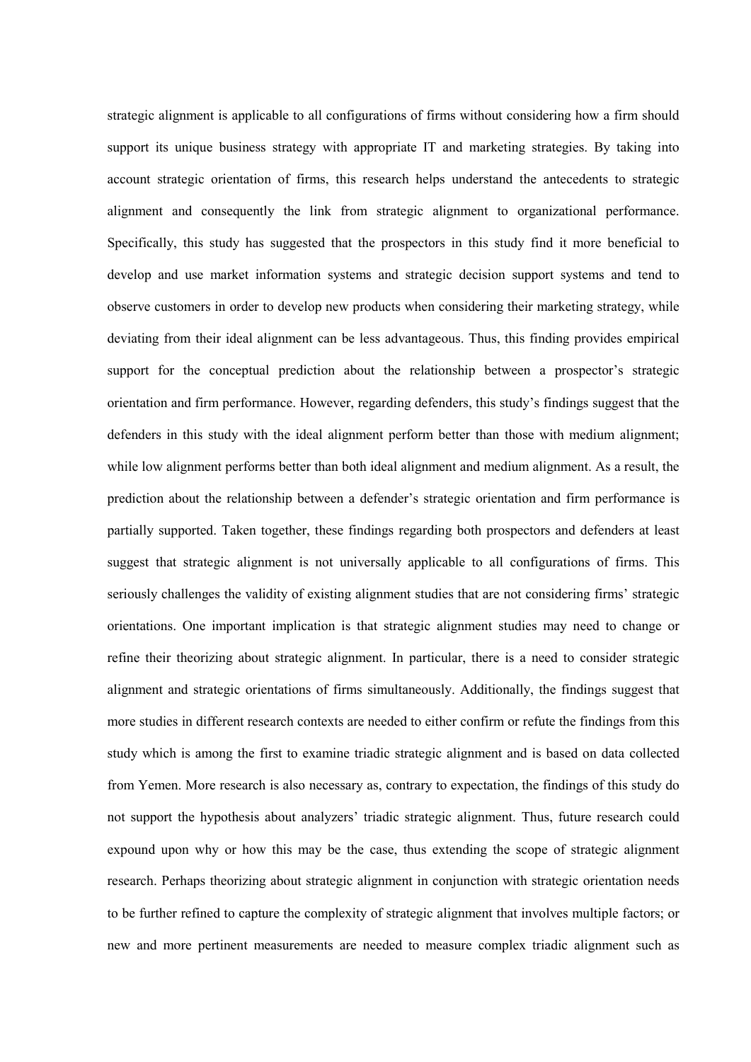strategic alignment is applicable to all configurations of firms without considering how a firm should support its unique business strategy with appropriate IT and marketing strategies. By taking into account strategic orientation of firms, this research helps understand the antecedents to strategic alignment and consequently the link from strategic alignment to organizational performance. Specifically, this study has suggested that the prospectors in this study find it more beneficial to develop and use market information systems and strategic decision support systems and tend to observe customers in order to develop new products when considering their marketing strategy, while deviating from their ideal alignment can be less advantageous. Thus, this finding provides empirical support for the conceptual prediction about the relationship between a prospector's strategic orientation and firm performance. However, regarding defenders, this study's findings suggest that the defenders in this study with the ideal alignment perform better than those with medium alignment; while low alignment performs better than both ideal alignment and medium alignment. As a result, the prediction about the relationship between a defender's strategic orientation and firm performance is partially supported. Taken together, these findings regarding both prospectors and defenders at least suggest that strategic alignment is not universally applicable to all configurations of firms. This seriously challenges the validity of existing alignment studies that are not considering firms' strategic orientations. One important implication is that strategic alignment studies may need to change or refine their theorizing about strategic alignment. In particular, there is a need to consider strategic alignment and strategic orientations of firms simultaneously. Additionally, the findings suggest that more studies in different research contexts are needed to either confirm or refute the findings from this study which is among the first to examine triadic strategic alignment and is based on data collected from Yemen. More research is also necessary as, contrary to expectation, the findings of this study do not support the hypothesis about analyzers' triadic strategic alignment. Thus, future research could expound upon why or how this may be the case, thus extending the scope of strategic alignment research. Perhaps theorizing about strategic alignment in conjunction with strategic orientation needs to be further refined to capture the complexity of strategic alignment that involves multiple factors; or new and more pertinent measurements are needed to measure complex triadic alignment such as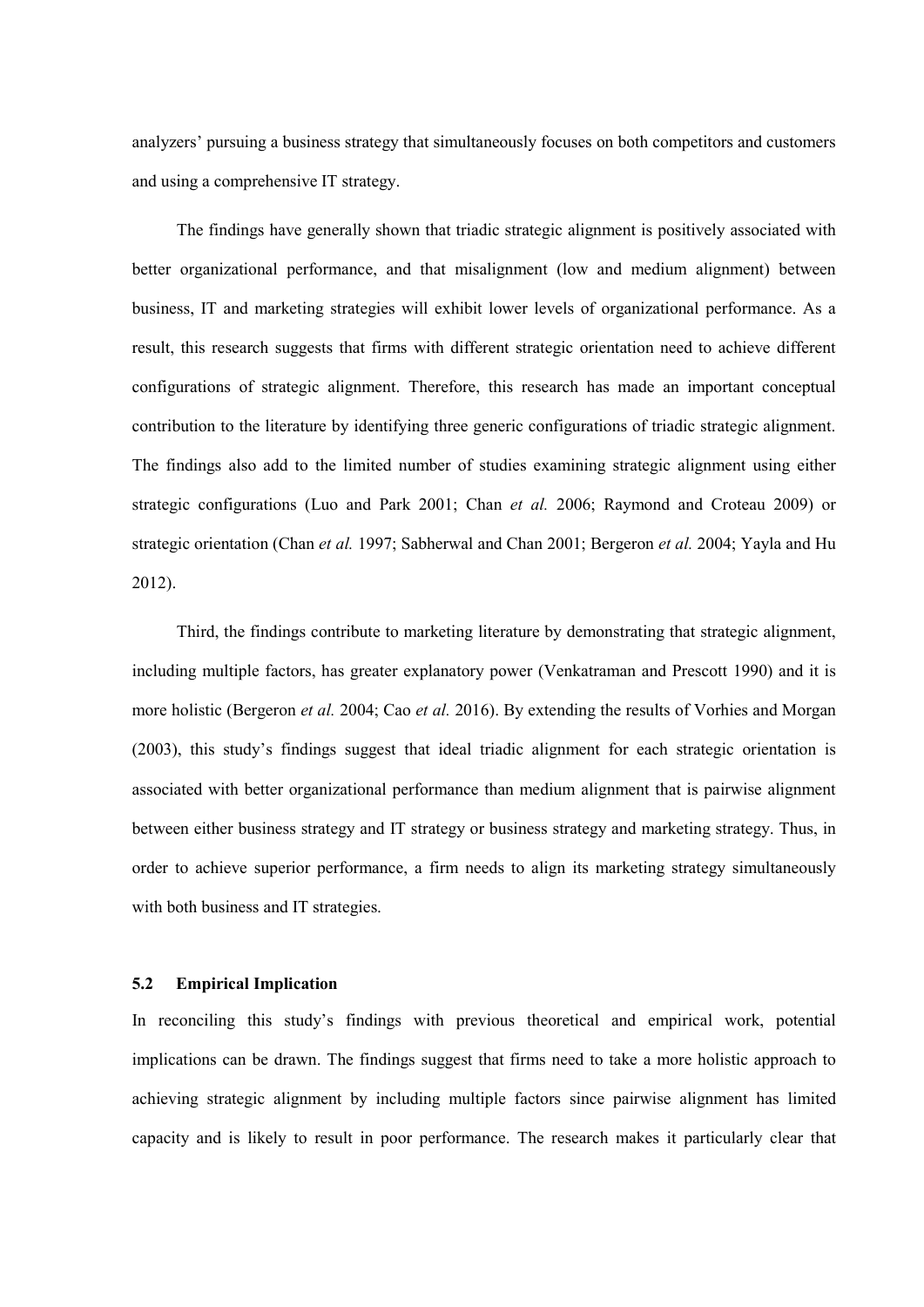analyzers' pursuing a business strategy that simultaneously focuses on both competitors and customers and using a comprehensive IT strategy.

The findings have generally shown that triadic strategic alignment is positively associated with better organizational performance, and that misalignment (low and medium alignment) between business, IT and marketing strategies will exhibit lower levels of organizational performance. As a result, this research suggests that firms with different strategic orientation need to achieve different configurations of strategic alignment. Therefore, this research has made an important conceptual contribution to the literature by identifying three generic configurations of triadic strategic alignment. The findings also add to the limited number of studies examining strategic alignment using either strategic configurations (Luo and Park 2001; Chan *et al.* 2006; Raymond and Croteau 2009) or strategic orientation (Chan *et al.* 1997; Sabherwal and Chan 2001; Bergeron *et al.* 2004; Yayla and Hu 2012).

Third, the findings contribute to marketing literature by demonstrating that strategic alignment, including multiple factors, has greater explanatory power (Venkatraman and Prescott 1990) and it is more holistic (Bergeron *et al.* 2004; Cao *et al.* 2016). By extending the results of Vorhies and Morgan (2003), this study's findings suggest that ideal triadic alignment for each strategic orientation is associated with better organizational performance than medium alignment that is pairwise alignment between either business strategy and IT strategy or business strategy and marketing strategy. Thus, in order to achieve superior performance, a firm needs to align its marketing strategy simultaneously with both business and IT strategies.

### 5.2 Empirical Implication

In reconciling this study's findings with previous theoretical and empirical work, potential implications can be drawn. The findings suggest that firms need to take a more holistic approach to achieving strategic alignment by including multiple factors since pairwise alignment has limited capacity and is likely to result in poor performance. The research makes it particularly clear that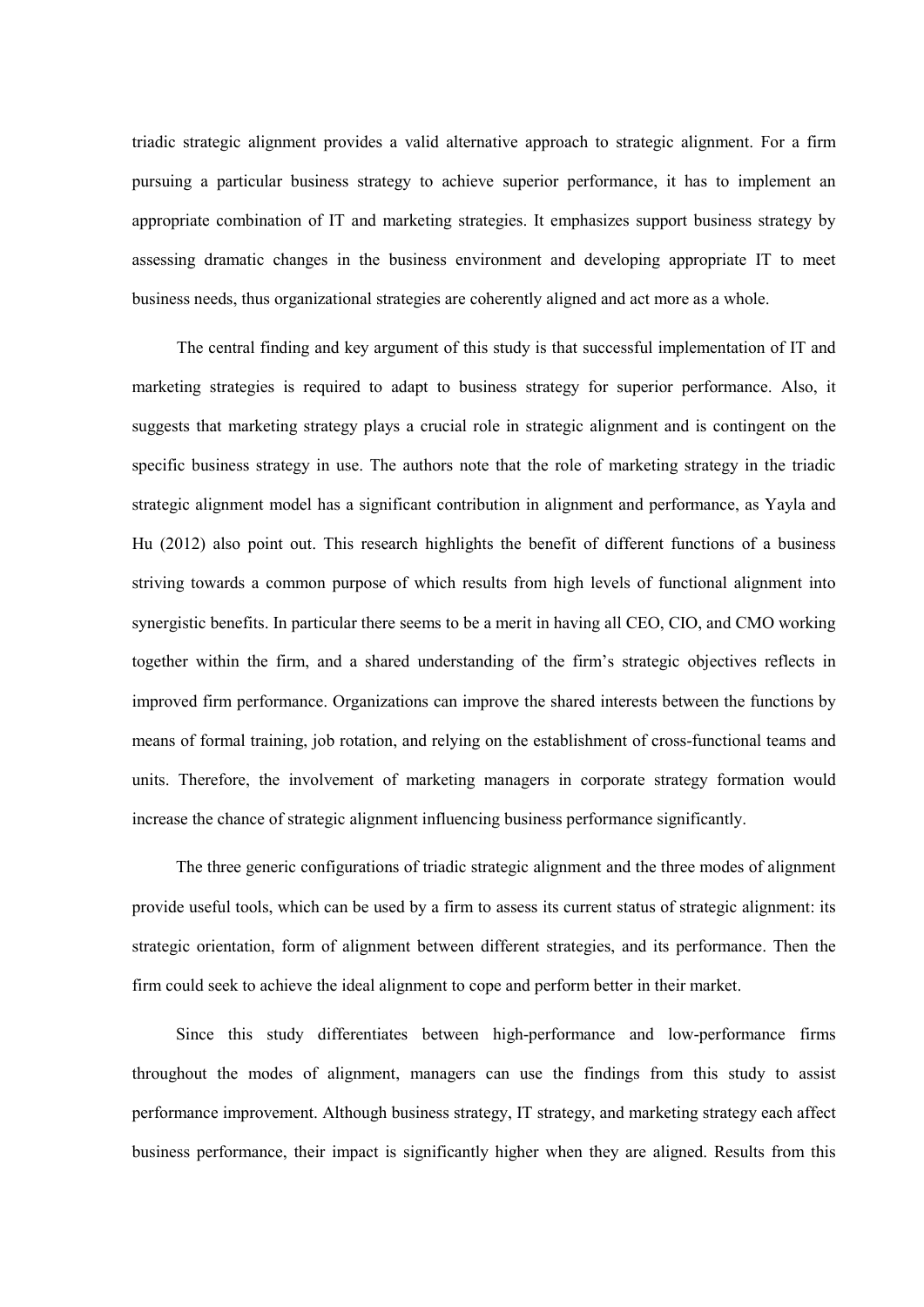triadic strategic alignment provides a valid alternative approach to strategic alignment. For a firm pursuing a particular business strategy to achieve superior performance, it has to implement an appropriate combination of IT and marketing strategies. It emphasizes support business strategy by assessing dramatic changes in the business environment and developing appropriate IT to meet business needs, thus organizational strategies are coherently aligned and act more as a whole.

The central finding and key argument of this study is that successful implementation of IT and marketing strategies is required to adapt to business strategy for superior performance. Also, it suggests that marketing strategy plays a crucial role in strategic alignment and is contingent on the specific business strategy in use. The authors note that the role of marketing strategy in the triadic strategic alignment model has a significant contribution in alignment and performance, as Yayla and Hu (2012) also point out. This research highlights the benefit of different functions of a business striving towards a common purpose of which results from high levels of functional alignment into synergistic benefits. In particular there seems to be a merit in having all CEO, CIO, and CMO working together within the firm, and a shared understanding of the firm's strategic objectives reflects in improved firm performance. Organizations can improve the shared interests between the functions by means of formal training, job rotation, and relying on the establishment of cross-functional teams and units. Therefore, the involvement of marketing managers in corporate strategy formation would increase the chance of strategic alignment influencing business performance significantly.

The three generic configurations of triadic strategic alignment and the three modes of alignment provide useful tools, which can be used by a firm to assess its current status of strategic alignment: its strategic orientation, form of alignment between different strategies, and its performance. Then the firm could seek to achieve the ideal alignment to cope and perform better in their market.

Since this study differentiates between high-performance and low-performance firms throughout the modes of alignment, managers can use the findings from this study to assist performance improvement. Although business strategy, IT strategy, and marketing strategy each affect business performance, their impact is significantly higher when they are aligned. Results from this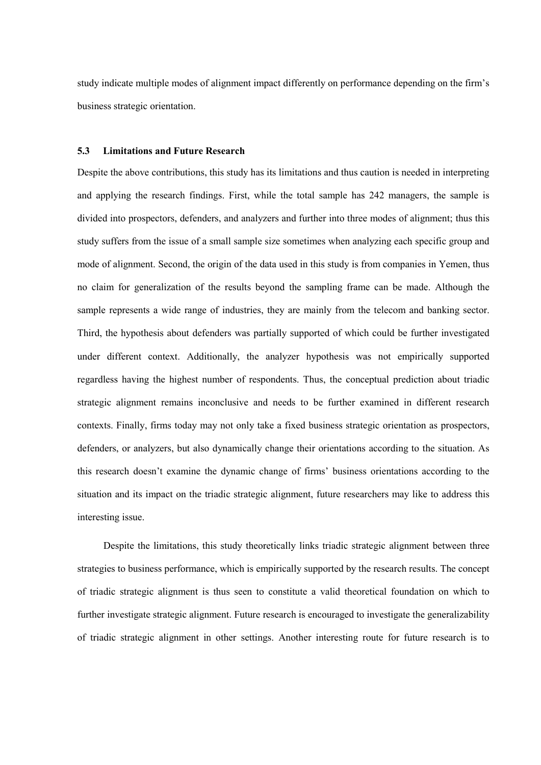study indicate multiple modes of alignment impact differently on performance depending on the firm's business strategic orientation.

### 5.3 Limitations and Future Research

Despite the above contributions, this study has its limitations and thus caution is needed in interpreting and applying the research findings. First, while the total sample has 242 managers, the sample is divided into prospectors, defenders, and analyzers and further into three modes of alignment; thus this study suffers from the issue of a small sample size sometimes when analyzing each specific group and mode of alignment. Second, the origin of the data used in this study is from companies in Yemen, thus no claim for generalization of the results beyond the sampling frame can be made. Although the sample represents a wide range of industries, they are mainly from the telecom and banking sector. Third, the hypothesis about defenders was partially supported of which could be further investigated under different context. Additionally, the analyzer hypothesis was not empirically supported regardless having the highest number of respondents. Thus, the conceptual prediction about triadic strategic alignment remains inconclusive and needs to be further examined in different research contexts. Finally, firms today may not only take a fixed business strategic orientation as prospectors, defenders, or analyzers, but also dynamically change their orientations according to the situation. As this research doesn't examine the dynamic change of firms' business orientations according to the situation and its impact on the triadic strategic alignment, future researchers may like to address this interesting issue.

Despite the limitations, this study theoretically links triadic strategic alignment between three strategies to business performance, which is empirically supported by the research results. The concept of triadic strategic alignment is thus seen to constitute a valid theoretical foundation on which to further investigate strategic alignment. Future research is encouraged to investigate the generalizability of triadic strategic alignment in other settings. Another interesting route for future research is to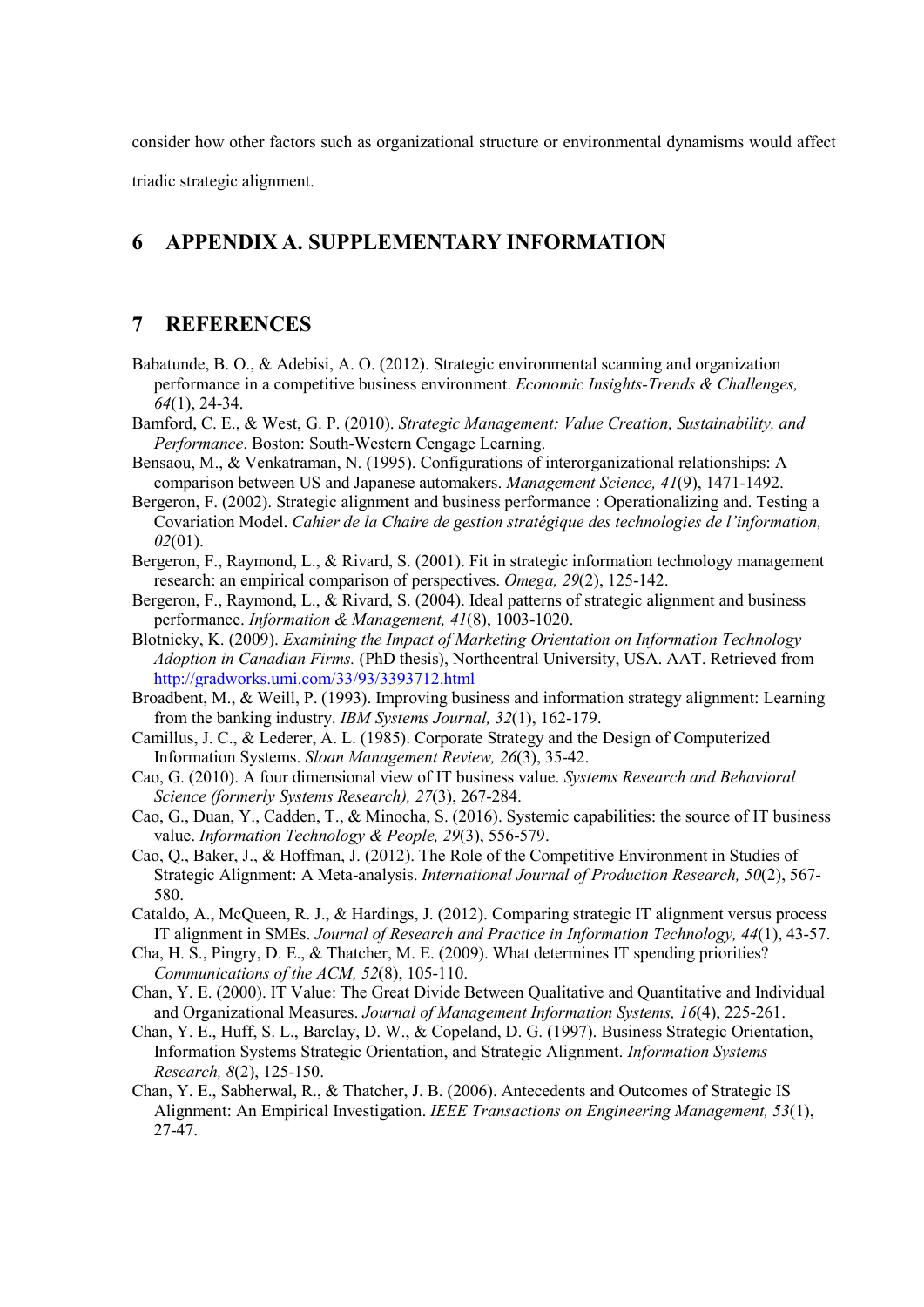consider how other factors such as organizational structure or environmental dynamisms would affect triadic strategic alignment.

# 6 APPENDIX A. SUPPLEMENTARY INFORMATION

# 7 REFERENCES

Babatunde, B. O., & Adebisi, A. O. (2012). Strategic environmental scanning and organization performance in a competitive business environment. *Economic Insights-Trends & Challenges, 64*(1), 24-34.

Bamford, C. E., & West, G. P. (2010). *Strategic Management: Value Creation, Sustainability, and Performance*. Boston: South-Western Cengage Learning.

Bensaou, M., & Venkatraman, N. (1995). Configurations of interorganizational relationships: A comparison between US and Japanese automakers. *Management Science, 41*(9), 1471-1492.

Bergeron, F. (2002). Strategic alignment and business performance : Operationalizing and. Testing a Covariation Model. *Cahier de la Chaire de gestion stratégique des technologies de l'information, 02*(01).

Bergeron, F., Raymond, L., & Rivard, S. (2001). Fit in strategic information technology management research: an empirical comparison of perspectives. *Omega, 29*(2), 125-142.

Bergeron, F., Raymond, L., & Rivard, S. (2004). Ideal patterns of strategic alignment and business performance. *Information & Management, 41*(8), 1003-1020.

Blotnicky, K. (2009). *Examining the Impact of Marketing Orientation on Information Technology Adoption in Canadian Firms.* (PhD thesis), Northcentral University, USA. AAT. Retrieved from http://gradworks.umi.com/33/93/3393712.html

Broadbent, M., & Weill, P. (1993). Improving business and information strategy alignment: Learning from the banking industry. *IBM Systems Journal, 32*(1), 162-179.

Camillus, J. C., & Lederer, A. L. (1985). Corporate Strategy and the Design of Computerized Information Systems. *Sloan Management Review, 26*(3), 35-42.

Cao, G. (2010). A four dimensional view of IT business value. *Systems Research and Behavioral Science (formerly Systems Research), 27*(3), 267-284.

Cao, G., Duan, Y., Cadden, T., & Minocha, S. (2016). Systemic capabilities: the source of IT business value. *Information Technology & People, 29*(3), 556-579.

Cao, Q., Baker, J., & Hoffman, J. (2012). The Role of the Competitive Environment in Studies of Strategic Alignment: A Meta-analysis. *International Journal of Production Research, 50*(2), 567-580.

Cataldo, A., McQueen, R. J., & Hardings, J. (2012). Comparing strategic IT alignment versus process IT alignment in SMEs. *Journal of Research and Practice in Information Technology, 44*(1), 43-57.

Cha, H. S., Pingry, D. E., & Thatcher, M. E. (2009). What determines IT spending priorities? *Communications of the ACM, 52*(8), 105-110.

Chan, Y. E. (2000). IT Value: The Great Divide Between Qualitative and Quantitative and Individual and Organizational Measures. *Journal of Management Information Systems, 16*(4), 225-261.

Chan, Y. E., Huff, S. L., Barclay, D. W., & Copeland, D. G. (1997). Business Strategic Orientation, Information Systems Strategic Orientation, and Strategic Alignment. *Information Systems Research, 8*(2), 125-150.

Chan, Y. E., Sabherwal, R., & Thatcher, J. B. (2006). Antecedents and Outcomes of Strategic IS Alignment: An Empirical Investigation. *IEEE Transactions on Engineering Management, 53*(1), 27-47.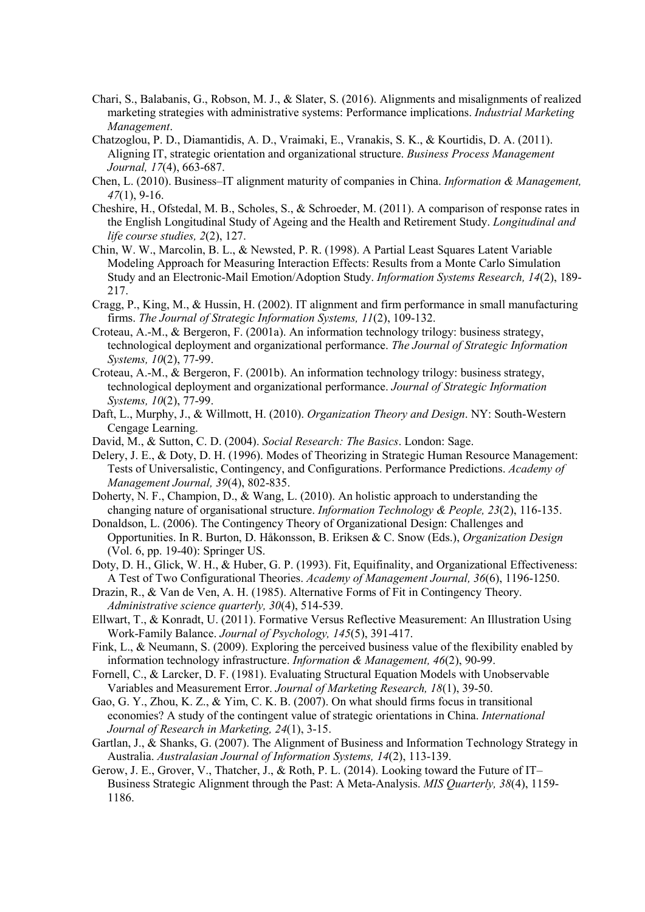Chari, S., Balabanis, G., Robson, M. J., & Slater, S. (2016). Alignments and misalignments of realized marketing strategies with administrative systems: Performance implications. *Industrial Marketing Management*.

Chatzoglou, P. D., Diamantidis, A. D., Vraimaki, E., Vranakis, S. K., & Kourtidis, D. A. (2011). Aligning IT, strategic orientation and organizational structure. *Business Process Management Journal, 17*(4), 663-687.

Chen, L. (2010). Business–IT alignment maturity of companies in China. *Information & Management, 47*(1), 9-16.

Cheshire, H., Ofstedal, M. B., Scholes, S., & Schroeder, M. (2011). A comparison of response rates in the English Longitudinal Study of Ageing and the Health and Retirement Study. *Longitudinal and life course studies, 2*(2), 127.

Chin, W. W., Marcolin, B. L., & Newsted, P. R. (1998). A Partial Least Squares Latent Variable Modeling Approach for Measuring Interaction Effects: Results from a Monte Carlo Simulation Study and an Electronic-Mail Emotion/Adoption Study. *Information Systems Research, 14*(2), 189-217.

Cragg, P., King, M., & Hussin, H. (2002). IT alignment and firm performance in small manufacturing firms. *The Journal of Strategic Information Systems, 11*(2), 109-132.

Croteau, A.-M., & Bergeron, F. (2001a). An information technology trilogy: business strategy, technological deployment and organizational performance. *The Journal of Strategic Information Systems, 10*(2), 77-99.

Croteau, A.-M., & Bergeron, F. (2001b). An information technology trilogy: business strategy, technological deployment and organizational performance. *Journal of Strategic Information Systems, 10*(2), 77-99.

Daft, L., Murphy, J., & Willmott, H. (2010). *Organization Theory and Design*. NY: South-Western Cengage Learning.

David, M., & Sutton, C. D. (2004). *Social Research: The Basics*. London: Sage.

Delery, J. E., & Doty, D. H. (1996). Modes of Theorizing in Strategic Human Resource Management: Tests of Universalistic, Contingency, and Configurations. Performance Predictions. *Academy of Management Journal, 39*(4), 802-835.

Doherty, N. F., Champion, D., & Wang, L. (2010). An holistic approach to understanding the changing nature of organisational structure. *Information Technology & People, 23*(2), 116-135.

Donaldson, L. (2006). The Contingency Theory of Organizational Design: Challenges and Opportunities. In R. Burton, D. Håkonsson, B. Eriksen & C. Snow (Eds.), *Organization Design* (Vol. 6, pp. 19-40): Springer US.

Doty, D. H., Glick, W. H., & Huber, G. P. (1993). Fit, Equifinality, and Organizational Effectiveness: A Test of Two Configurational Theories. *Academy of Management Journal, 36*(6), 1196-1250.

Drazin, R., & Van de Ven, A. H. (1985). Alternative Forms of Fit in Contingency Theory. *Administrative science quarterly, 30*(4), 514-539.

Ellwart, T., & Konradt, U. (2011). Formative Versus Reflective Measurement: An Illustration Using Work-Family Balance. *Journal of Psychology, 145*(5), 391-417.

Fink, L., & Neumann, S. (2009). Exploring the perceived business value of the flexibility enabled by information technology infrastructure. *Information & Management, 46*(2), 90-99.

Fornell, C., & Larcker, D. F. (1981). Evaluating Structural Equation Models with Unobservable Variables and Measurement Error. *Journal of Marketing Research, 18*(1), 39-50.

Gao, G. Y., Zhou, K. Z., & Yim, C. K. B. (2007). On what should firms focus in transitional economies? A study of the contingent value of strategic orientations in China. *International Journal of Research in Marketing, 24*(1), 3-15.

Gartlan, J., & Shanks, G. (2007). The Alignment of Business and Information Technology Strategy in Australia. *Australasian Journal of Information Systems, 14*(2), 113-139.

Gerow, J. E., Grover, V., Thatcher, J., & Roth, P. L. (2014). Looking toward the Future of IT–Business Strategic Alignment through the Past: A Meta-Analysis. *MIS Quarterly, 38*(4), 1159-1186.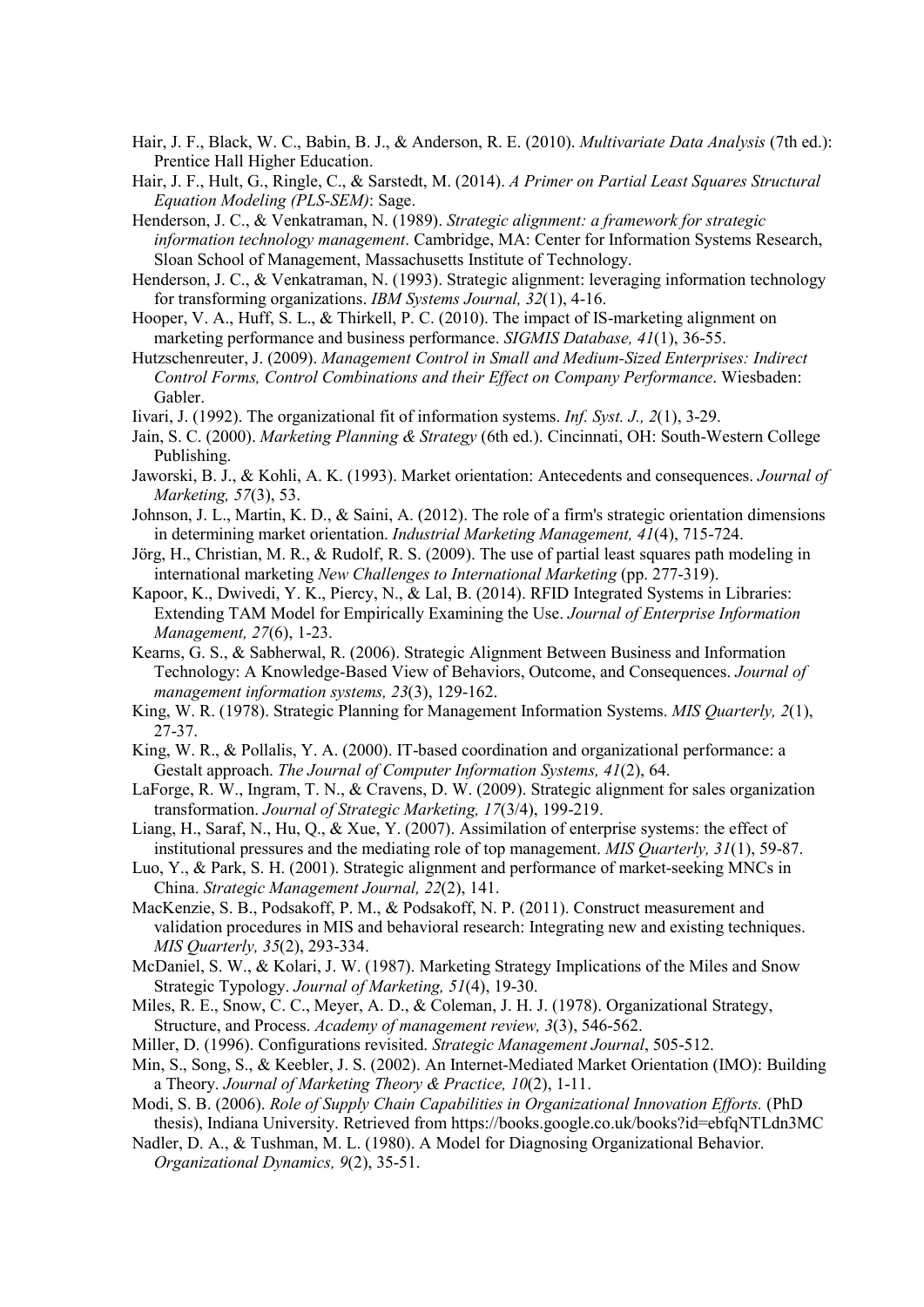Hair, J. F., Black, W. C., Babin, B. J., & Anderson, R. E. (2010). *Multivariate Data Analysis* (7th ed.): Prentice Hall Higher Education.

Hair, J. F., Hult, G., Ringle, C., & Sarstedt, M. (2014). *A Primer on Partial Least Squares Structural Equation Modeling (PLS-SEM)*: Sage.

Henderson, J. C., & Venkatraman, N. (1989). *Strategic alignment: a framework for strategic information technology management*. Cambridge, MA: Center for Information Systems Research, Sloan School of Management, Massachusetts Institute of Technology.

Henderson, J. C., & Venkatraman, N. (1993). Strategic alignment: leveraging information technology for transforming organizations. *IBM Systems Journal, 32*(1), 4-16.

Hooper, V. A., Huff, S. L., & Thirkell, P. C. (2010). The impact of IS-marketing alignment on marketing performance and business performance. *SIGMIS Database, 41*(1), 36-55.

Hutzschenreuter, J. (2009). *Management Control in Small and Medium-Sized Enterprises: Indirect Control Forms, Control Combinations and their Effect on Company Performance*. Wiesbaden: Gabler.

Iivari, J. (1992). The organizational fit of information systems. *Inf. Syst. J., 2*(1), 3-29.

Jain, S. C. (2000). *Marketing Planning & Strategy* (6th ed.). Cincinnati, OH: South-Western College Publishing.

Jaworski, B. J., & Kohli, A. K. (1993). Market orientation: Antecedents and consequences. *Journal of Marketing, 57*(3), 53.

Johnson, J. L., Martin, K. D., & Saini, A. (2012). The role of a firm's strategic orientation dimensions in determining market orientation. *Industrial Marketing Management, 41*(4), 715-724.

Jörg, H., Christian, M. R., & Rudolf, R. S. (2009). The use of partial least squares path modeling in international marketing *New Challenges to International Marketing* (pp. 277-319).

Kapoor, K., Dwivedi, Y. K., Piercy, N., & Lal, B. (2014). RFID Integrated Systems in Libraries: Extending TAM Model for Empirically Examining the Use. *Journal of Enterprise Information Management, 27*(6), 1-23.

Kearns, G. S., & Sabherwal, R. (2006). Strategic Alignment Between Business and Information Technology: A Knowledge-Based View of Behaviors, Outcome, and Consequences. *Journal of management information systems, 23*(3), 129-162.

King, W. R. (1978). Strategic Planning for Management Information Systems. *MIS Quarterly, 2*(1), 27-37.

King, W. R., & Pollalis, Y. A. (2000). IT-based coordination and organizational performance: a Gestalt approach. *The Journal of Computer Information Systems, 41*(2), 64.

LaForge, R. W., Ingram, T. N., & Cravens, D. W. (2009). Strategic alignment for sales organization transformation. *Journal of Strategic Marketing, 17*(3/4), 199-219.

Liang, H., Saraf, N., Hu, Q., & Xue, Y. (2007). Assimilation of enterprise systems: the effect of institutional pressures and the mediating role of top management. *MIS Quarterly, 31*(1), 59-87.

Luo, Y., & Park, S. H. (2001). Strategic alignment and performance of market-seeking MNCs in China. *Strategic Management Journal, 22*(2), 141.

MacKenzie, S. B., Podsakoff, P. M., & Podsakoff, N. P. (2011). Construct measurement and validation procedures in MIS and behavioral research: Integrating new and existing techniques. *MIS Quarterly, 35*(2), 293-334.

McDaniel, S. W., & Kolari, J. W. (1987). Marketing Strategy Implications of the Miles and Snow Strategic Typology. *Journal of Marketing, 51*(4), 19-30.

Miles, R. E., Snow, C. C., Meyer, A. D., & Coleman, J. H. J. (1978). Organizational Strategy, Structure, and Process. *Academy of management review, 3*(3), 546-562.

Miller, D. (1996). Configurations revisited. *Strategic Management Journal*, 505-512.

Min, S., Song, S., & Keebler, J. S. (2002). An Internet-Mediated Market Orientation (IMO): Building a Theory. *Journal of Marketing Theory & Practice, 10*(2), 1-11.

Modi, S. B. (2006). *Role of Supply Chain Capabilities in Organizational Innovation Efforts.* (PhD thesis), Indiana University. Retrieved from https://books.google.co.uk/books?id=ebfqNTLdn3MC

Nadler, D. A., & Tushman, M. L. (1980). A Model for Diagnosing Organizational Behavior. *Organizational Dynamics, 9*(2), 35-51.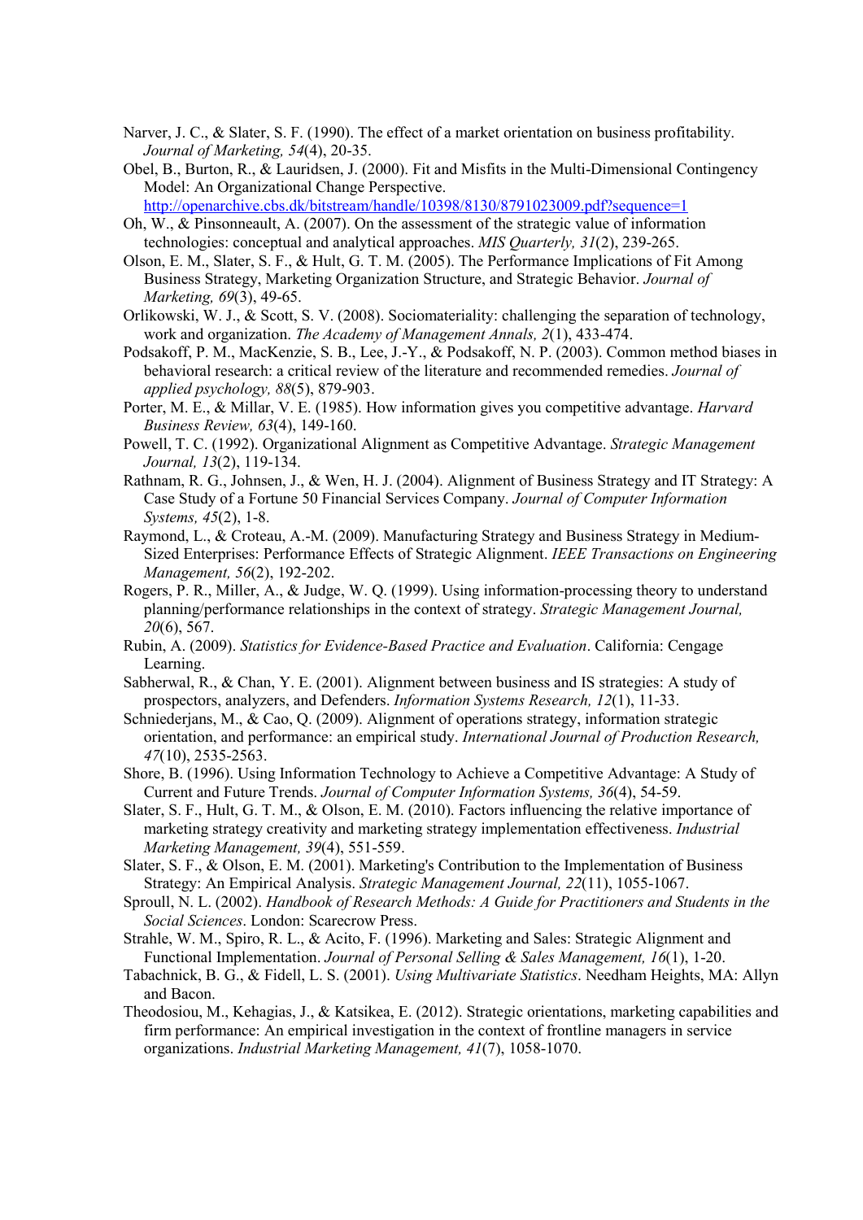Narver, J. C., & Slater, S. F. (1990). The effect of a market orientation on business profitability. *Journal of Marketing, 54*(4), 20-35.

Obel, B., Burton, R., & Lauridsen, J. (2000). Fit and Misfits in the Multi-Dimensional Contingency Model: An Organizational Change Perspective. http://openarchive.cbs.dk/bitstream/handle/10398/8130/8791023009.pdf?sequence=1

Oh, W., & Pinsonneault, A. (2007). On the assessment of the strategic value of information technologies: conceptual and analytical approaches. *MIS Quarterly, 31*(2), 239-265.

Olson, E. M., Slater, S. F., & Hult, G. T. M. (2005). The Performance Implications of Fit Among Business Strategy, Marketing Organization Structure, and Strategic Behavior. *Journal of Marketing, 69*(3), 49-65.

Orlikowski, W. J., & Scott, S. V. (2008). Sociomateriality: challenging the separation of technology, work and organization. *The Academy of Management Annals, 2*(1), 433-474.

Podsakoff, P. M., MacKenzie, S. B., Lee, J.-Y., & Podsakoff, N. P. (2003). Common method biases in behavioral research: a critical review of the literature and recommended remedies. *Journal of applied psychology, 88*(5), 879-903.

Porter, M. E., & Millar, V. E. (1985). How information gives you competitive advantage. *Harvard Business Review, 63*(4), 149-160.

Powell, T. C. (1992). Organizational Alignment as Competitive Advantage. *Strategic Management Journal, 13*(2), 119-134.

Rathnam, R. G., Johnsen, J., & Wen, H. J. (2004). Alignment of Business Strategy and IT Strategy: A Case Study of a Fortune 50 Financial Services Company. *Journal of Computer Information Systems, 45*(2), 1-8.

Raymond, L., & Croteau, A.-M. (2009). Manufacturing Strategy and Business Strategy in Medium-Sized Enterprises: Performance Effects of Strategic Alignment. *IEEE Transactions on Engineering Management, 56*(2), 192-202.

Rogers, P. R., Miller, A., & Judge, W. Q. (1999). Using information-processing theory to understand planning/performance relationships in the context of strategy. *Strategic Management Journal, 20*(6), 567.

Rubin, A. (2009). *Statistics for Evidence-Based Practice and Evaluation*. California: Cengage Learning.

Sabherwal, R., & Chan, Y. E. (2001). Alignment between business and IS strategies: A study of prospectors, analyzers, and Defenders. *Information Systems Research, 12*(1), 11-33.

Schniederjans, M., & Cao, Q. (2009). Alignment of operations strategy, information strategic orientation, and performance: an empirical study. *International Journal of Production Research, 47*(10), 2535-2563.

Shore, B. (1996). Using Information Technology to Achieve a Competitive Advantage: A Study of Current and Future Trends. *Journal of Computer Information Systems, 36*(4), 54-59.

Slater, S. F., Hult, G. T. M., & Olson, E. M. (2010). Factors influencing the relative importance of marketing strategy creativity and marketing strategy implementation effectiveness. *Industrial Marketing Management, 39*(4), 551-559.

Slater, S. F., & Olson, E. M. (2001). Marketing's Contribution to the Implementation of Business Strategy: An Empirical Analysis. *Strategic Management Journal, 22*(11), 1055-1067.

Sproull, N. L. (2002). *Handbook of Research Methods: A Guide for Practitioners and Students in the Social Sciences*. London: Scarecrow Press.

Strahle, W. M., Spiro, R. L., & Acito, F. (1996). Marketing and Sales: Strategic Alignment and Functional Implementation. *Journal of Personal Selling & Sales Management, 16*(1), 1-20.

Tabachnick, B. G., & Fidell, L. S. (2001). *Using Multivariate Statistics*. Needham Heights, MA: Allyn and Bacon.

Theodosiou, M., Kehagias, J., & Katsikea, E. (2012). Strategic orientations, marketing capabilities and firm performance: An empirical investigation in the context of frontline managers in service organizations. *Industrial Marketing Management, 41*(7), 1058-1070.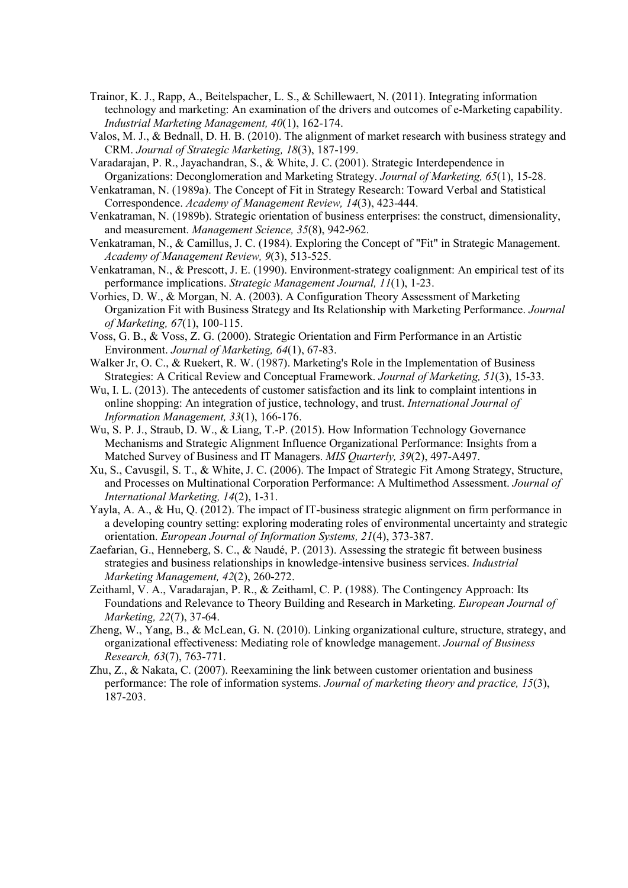Trainor, K. J., Rapp, A., Beitelspacher, L. S., & Schillewaert, N. (2011). Integrating information technology and marketing: An examination of the drivers and outcomes of e-Marketing capability. *Industrial Marketing Management, 40*(1), 162-174.

Valos, M. J., & Bednall, D. H. B. (2010). The alignment of market research with business strategy and CRM. *Journal of Strategic Marketing, 18*(3), 187-199.

Varadarajan, P. R., Jayachandran, S., & White, J. C. (2001). Strategic Interdependence in Organizations: Deconglomeration and Marketing Strategy. *Journal of Marketing, 65*(1), 15-28.

Venkatraman, N. (1989a). The Concept of Fit in Strategy Research: Toward Verbal and Statistical Correspondence. *Academy of Management Review, 14*(3), 423-444.

Venkatraman, N. (1989b). Strategic orientation of business enterprises: the construct, dimensionality, and measurement. *Management Science, 35*(8), 942-962.

Venkatraman, N., & Camillus, J. C. (1984). Exploring the Concept of "Fit" in Strategic Management. *Academy of Management Review, 9*(3), 513-525.

Venkatraman, N., & Prescott, J. E. (1990). Environment-strategy coalignment: An empirical test of its performance implications. *Strategic Management Journal, 11*(1), 1-23.

Vorhies, D. W., & Morgan, N. A. (2003). A Configuration Theory Assessment of Marketing Organization Fit with Business Strategy and Its Relationship with Marketing Performance. *Journal of Marketing, 67*(1), 100-115.

Voss, G. B., & Voss, Z. G. (2000). Strategic Orientation and Firm Performance in an Artistic Environment. *Journal of Marketing, 64*(1), 67-83.

Walker Jr, O. C., & Ruekert, R. W. (1987). Marketing's Role in the Implementation of Business Strategies: A Critical Review and Conceptual Framework. *Journal of Marketing, 51*(3), 15-33.

Wu, I. L. (2013). The antecedents of customer satisfaction and its link to complaint intentions in online shopping: An integration of justice, technology, and trust. *International Journal of Information Management, 33*(1), 166-176.

Wu, S. P. J., Straub, D. W., & Liang, T.-P. (2015). How Information Technology Governance Mechanisms and Strategic Alignment Influence Organizational Performance: Insights from a Matched Survey of Business and IT Managers. *MIS Quarterly, 39*(2), 497-A497.

Xu, S., Cavusgil, S. T., & White, J. C. (2006). The Impact of Strategic Fit Among Strategy, Structure, and Processes on Multinational Corporation Performance: A Multimethod Assessment. *Journal of International Marketing, 14*(2), 1-31.

Yayla, A. A., & Hu, Q. (2012). The impact of IT-business strategic alignment on firm performance in a developing country setting: exploring moderating roles of environmental uncertainty and strategic orientation. *European Journal of Information Systems, 21*(4), 373-387.

Zaefarian, G., Henneberg, S. C., & Naudé, P. (2013). Assessing the strategic fit between business strategies and business relationships in knowledge-intensive business services. *Industrial Marketing Management, 42*(2), 260-272.

Zeithaml, V. A., Varadarajan, P. R., & Zeithaml, C. P. (1988). The Contingency Approach: Its Foundations and Relevance to Theory Building and Research in Marketing. *European Journal of Marketing, 22*(7), 37-64.

Zheng, W., Yang, B., & McLean, G. N. (2010). Linking organizational culture, structure, strategy, and organizational effectiveness: Mediating role of knowledge management. *Journal of Business Research, 63*(7), 763-771.

Zhu, Z., & Nakata, C. (2007). Reexamining the link between customer orientation and business performance: The role of information systems. *Journal of marketing theory and practice, 15*(3), 187-203.